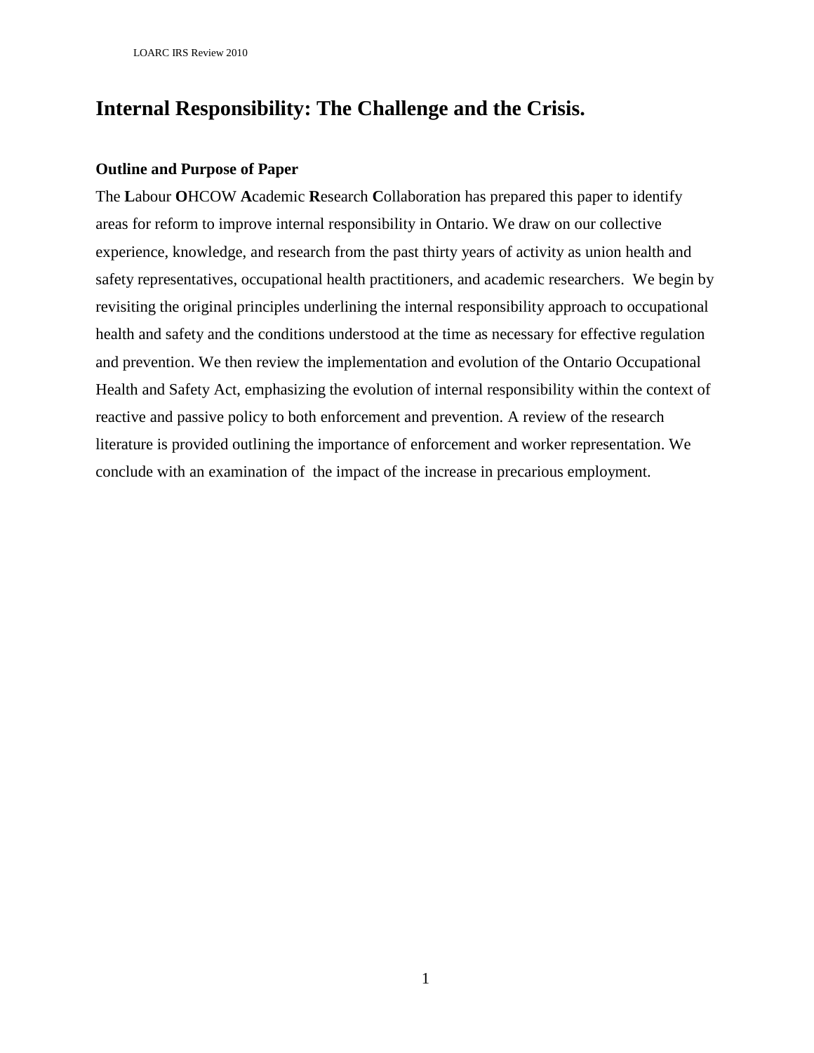# Internal Responsibility: The Challenge and the Crisis.

### Outline and Purpose of Paper

The **L**abour **O**HCOW **A**cademic **R**esearch **C**ollaboration has prepared this paper to identify areas for reform to improve internal responsibility in Ontario. We draw on our collective experience, knowledge, and research from the past thirty years of activity as union health and safety representatives, occupational health practitioners, and academic researchers. We begin by revisiting the original principles underlining the internal responsibility approach to occupational health and safety and the conditions understood at the time as necessary for effective regulation and prevention. We then review the implementation and evolution of the Ontario Occupational Health and Safety Act, emphasizing the evolution of internal responsibility within the context of reactive and passive policy to both enforcement and prevention. A review of the research literature is provided outlining the importance of enforcement and worker representation. We conclude with an examination of the impact of the increase in precarious employment.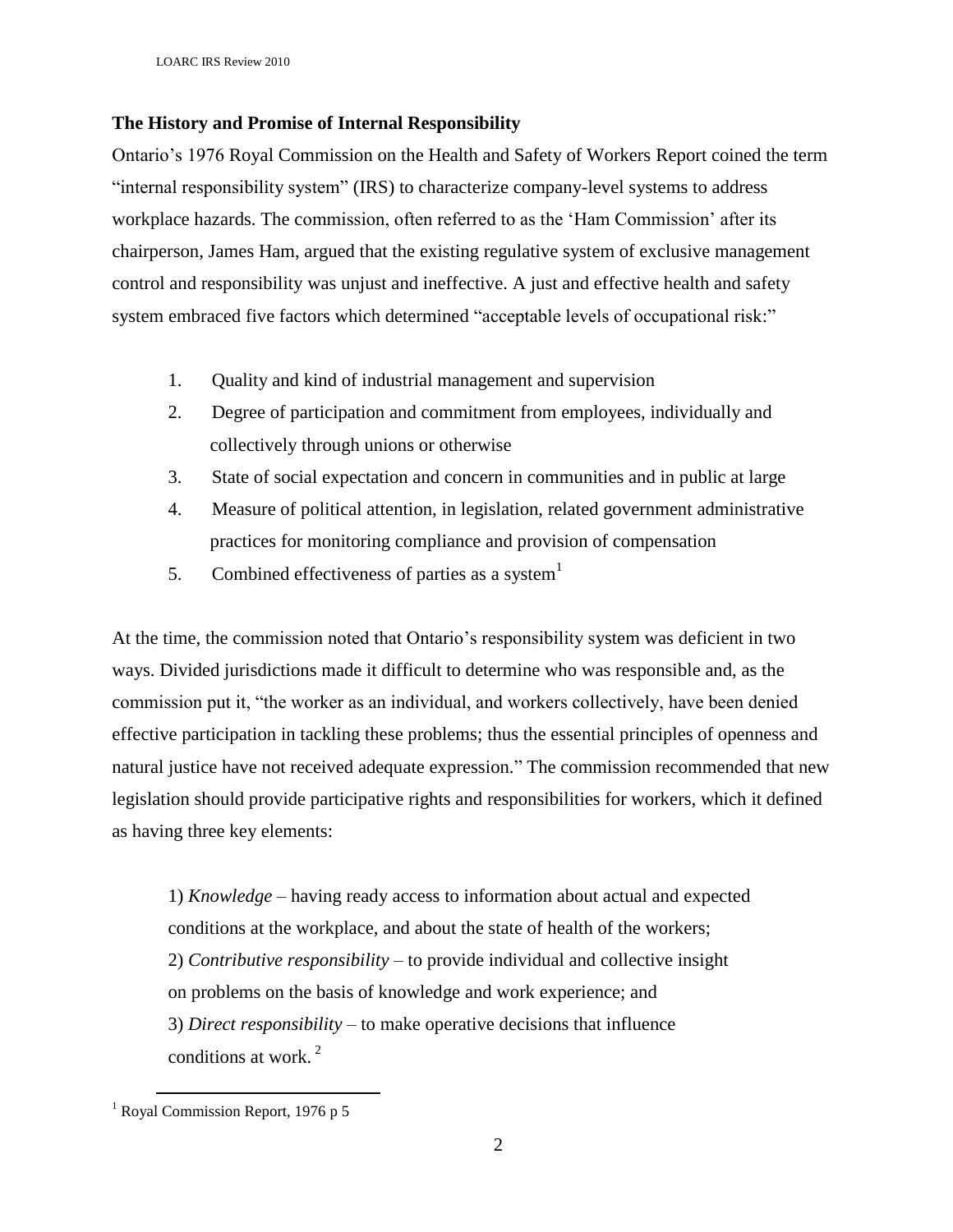## The History and Promise of Internal Responsibility

Ontario's 1976 Royal Commission on the Health and Safety of Workers Report coined the term "internal responsibility system" (IRS) to characterize company-level systems to address workplace hazards. The commission, often referred to as the 'Ham Commission' after its chairperson, James Ham, argued that the existing regulative system of exclusive management control and responsibility was unjust and ineffective. A just and effective health and safety system embraced five factors which determined "acceptable levels of occupational risk:"

1. Quality and kind of industrial management and supervision
2. Degree of participation and commitment from employees, individually and collectively through unions or otherwise
3. State of social expectation and concern in communities and in public at large
4. Measure of political attention, in legislation, related government administrative practices for monitoring compliance and provision of compensation
5. Combined effectiveness of parties as a system[1]

At the time, the commission noted that Ontario's responsibility system was deficient in two ways. Divided jurisdictions made it difficult to determine who was responsible and, as the commission put it, "the worker as an individual, and workers collectively, have been denied effective participation in tackling these problems; thus the essential principles of openness and natural justice have not received adequate expression." The commission recommended that new legislation should provide participative rights and responsibilities for workers, which it defined as having three key elements:

> 1) *Knowledge* – having ready access to information about actual and expected conditions at the workplace, and about the state of health of the workers;
> 2) *Contributive responsibility* – to provide individual and collective insight on problems on the basis of knowledge and work experience; and
> 3) *Direct responsibility* – to make operative decisions that influence conditions at work. [2]

[1] Royal Commission Report, 1976 p 5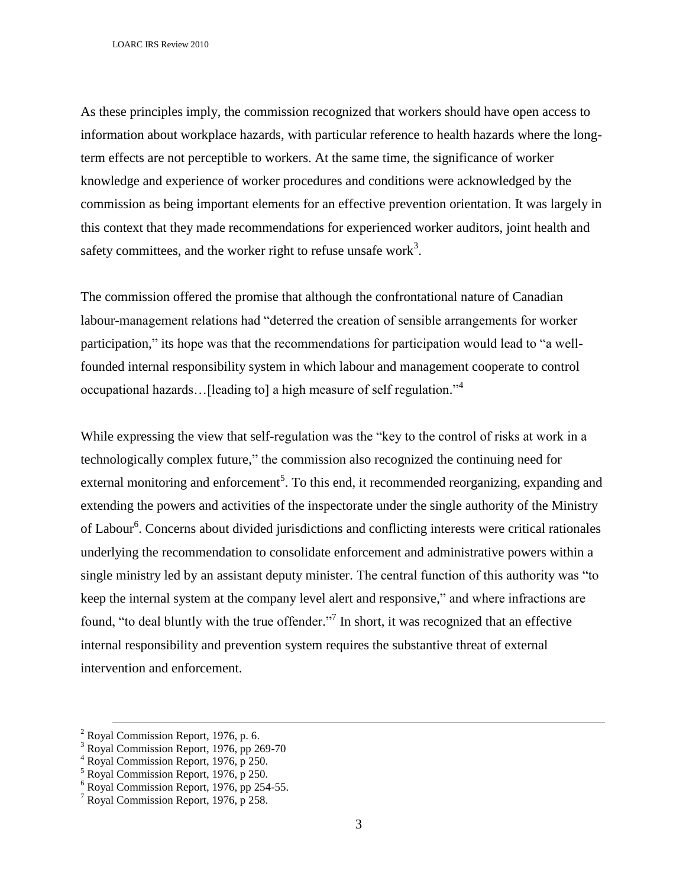As these principles imply, the commission recognized that workers should have open access to information about workplace hazards, with particular reference to health hazards where the long-term effects are not perceptible to workers. At the same time, the significance of worker knowledge and experience of worker procedures and conditions were acknowledged by the commission as being important elements for an effective prevention orientation. It was largely in this context that they made recommendations for experienced worker auditors, joint health and safety committees, and the worker right to refuse unsafe work[3].

The commission offered the promise that although the confrontational nature of Canadian labour-management relations had "deterred the creation of sensible arrangements for worker participation," its hope was that the recommendations for participation would lead to "a well-founded internal responsibility system in which labour and management cooperate to control occupational hazards…[leading to] a high measure of self regulation."[4]

While expressing the view that self-regulation was the "key to the control of risks at work in a technologically complex future," the commission also recognized the continuing need for external monitoring and enforcement[5]. To this end, it recommended reorganizing, expanding and extending the powers and activities of the inspectorate under the single authority of the Ministry of Labour[6]. Concerns about divided jurisdictions and conflicting interests were critical rationales underlying the recommendation to consolidate enforcement and administrative powers within a single ministry led by an assistant deputy minister. The central function of this authority was "to keep the internal system at the company level alert and responsive," and where infractions are found, "to deal bluntly with the true offender."[7] In short, it was recognized that an effective internal responsibility and prevention system requires the substantive threat of external intervention and enforcement.

---

[2] Royal Commission Report, 1976, p. 6.
[3] Royal Commission Report, 1976, pp 269-70
[4] Royal Commission Report, 1976, p 250.
[5] Royal Commission Report, 1976, p 250.
[6] Royal Commission Report, 1976, pp 254-55.
[7] Royal Commission Report, 1976, p 258.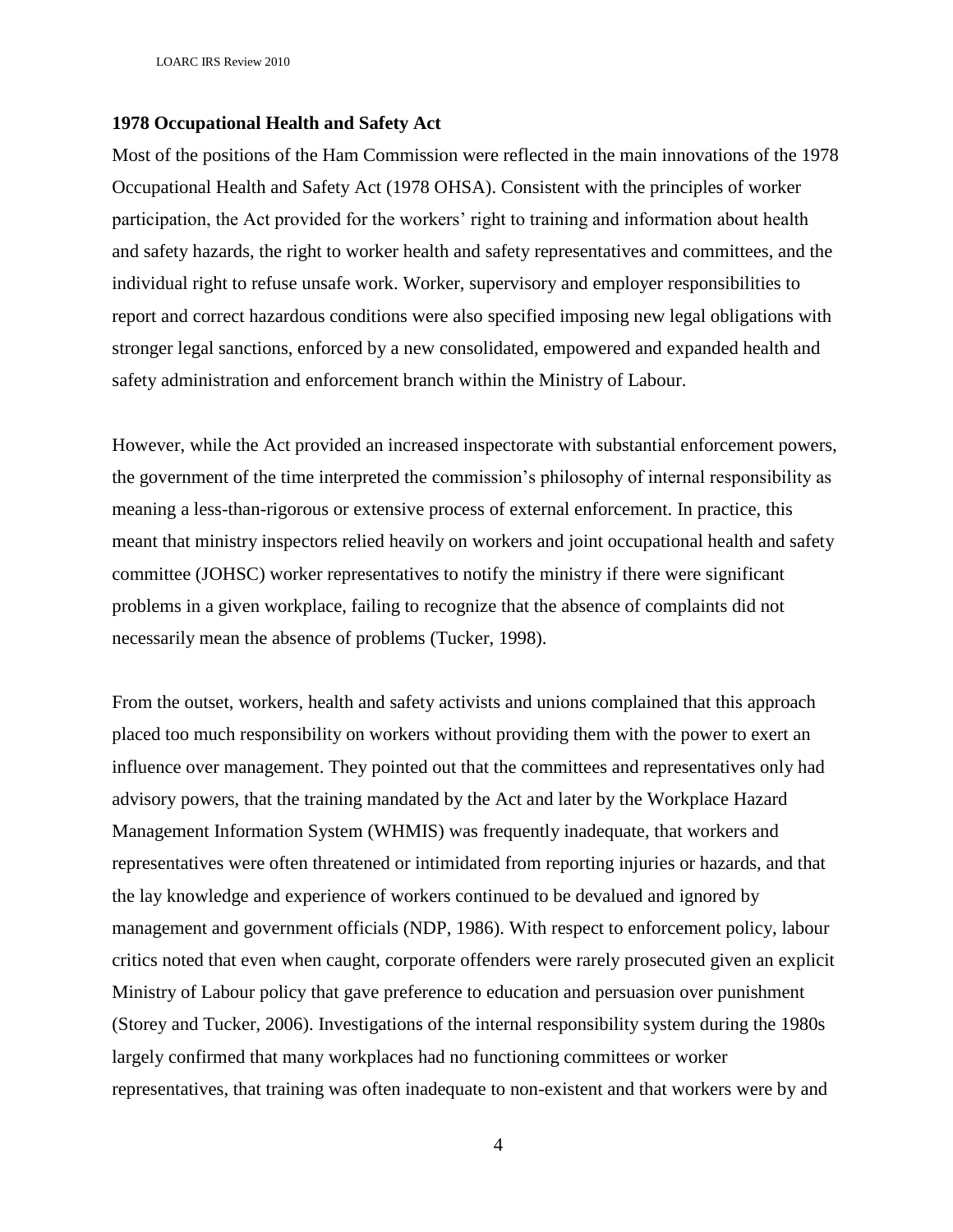**1978 Occupational Health and Safety Act**

Most of the positions of the Ham Commission were reflected in the main innovations of the 1978 Occupational Health and Safety Act (1978 OHSA). Consistent with the principles of worker participation, the Act provided for the workers' right to training and information about health and safety hazards, the right to worker health and safety representatives and committees, and the individual right to refuse unsafe work. Worker, supervisory and employer responsibilities to report and correct hazardous conditions were also specified imposing new legal obligations with stronger legal sanctions, enforced by a new consolidated, empowered and expanded health and safety administration and enforcement branch within the Ministry of Labour.

However, while the Act provided an increased inspectorate with substantial enforcement powers, the government of the time interpreted the commission's philosophy of internal responsibility as meaning a less-than-rigorous or extensive process of external enforcement. In practice, this meant that ministry inspectors relied heavily on workers and joint occupational health and safety committee (JOHSC) worker representatives to notify the ministry if there were significant problems in a given workplace, failing to recognize that the absence of complaints did not necessarily mean the absence of problems (Tucker, 1998).

From the outset, workers, health and safety activists and unions complained that this approach placed too much responsibility on workers without providing them with the power to exert an influence over management. They pointed out that the committees and representatives only had advisory powers, that the training mandated by the Act and later by the Workplace Hazard Management Information System (WHMIS) was frequently inadequate, that workers and representatives were often threatened or intimidated from reporting injuries or hazards, and that the lay knowledge and experience of workers continued to be devalued and ignored by management and government officials (NDP, 1986). With respect to enforcement policy, labour critics noted that even when caught, corporate offenders were rarely prosecuted given an explicit Ministry of Labour policy that gave preference to education and persuasion over punishment (Storey and Tucker, 2006). Investigations of the internal responsibility system during the 1980s largely confirmed that many workplaces had no functioning committees or worker representatives, that training was often inadequate to non-existent and that workers were by and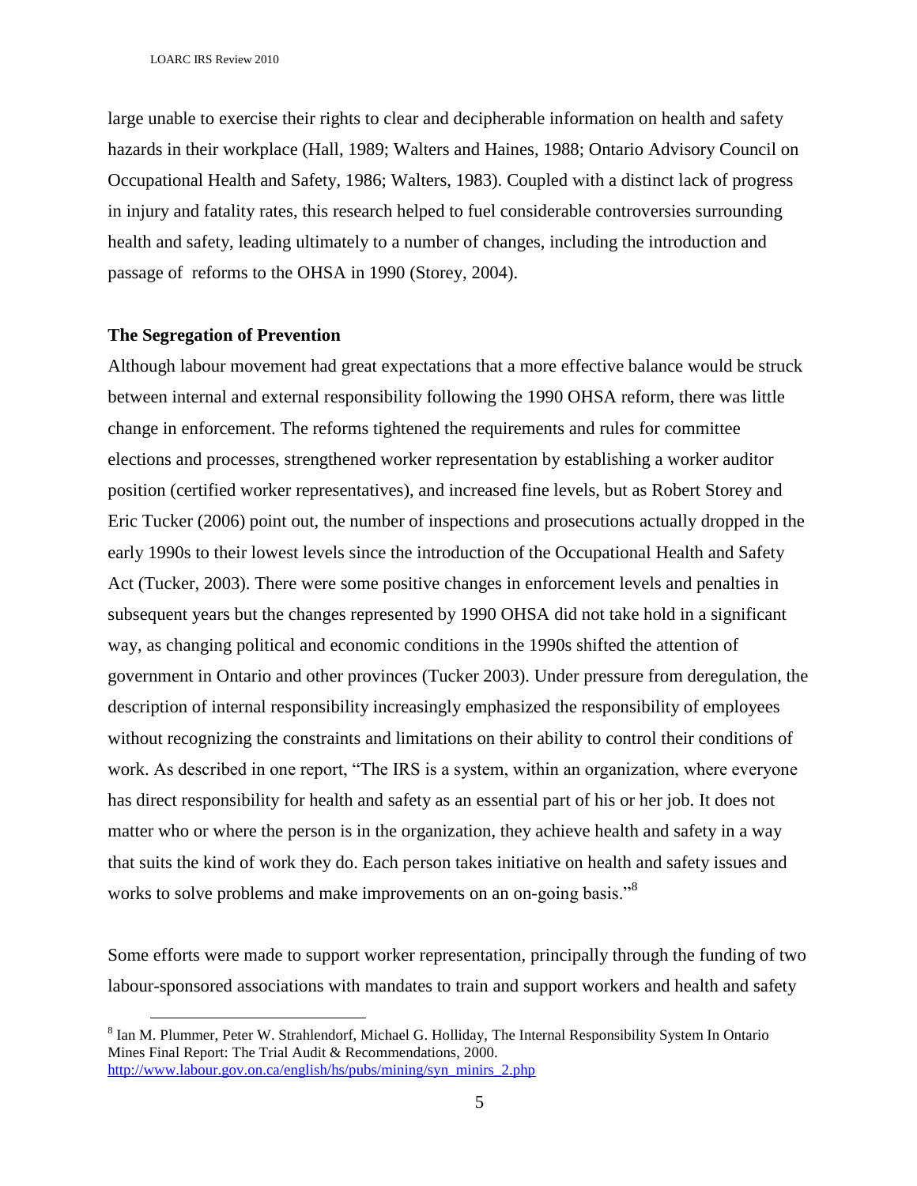large unable to exercise their rights to clear and decipherable information on health and safety hazards in their workplace (Hall, 1989; Walters and Haines, 1988; Ontario Advisory Council on Occupational Health and Safety, 1986; Walters, 1983). Coupled with a distinct lack of progress in injury and fatality rates, this research helped to fuel considerable controversies surrounding health and safety, leading ultimately to a number of changes, including the introduction and passage of reforms to the OHSA in 1990 (Storey, 2004).

**The Segregation of Prevention**

Although labour movement had great expectations that a more effective balance would be struck between internal and external responsibility following the 1990 OHSA reform, there was little change in enforcement. The reforms tightened the requirements and rules for committee elections and processes, strengthened worker representation by establishing a worker auditor position (certified worker representatives), and increased fine levels, but as Robert Storey and Eric Tucker (2006) point out, the number of inspections and prosecutions actually dropped in the early 1990s to their lowest levels since the introduction of the Occupational Health and Safety Act (Tucker, 2003). There were some positive changes in enforcement levels and penalties in subsequent years but the changes represented by 1990 OHSA did not take hold in a significant way, as changing political and economic conditions in the 1990s shifted the attention of government in Ontario and other provinces (Tucker 2003). Under pressure from deregulation, the description of internal responsibility increasingly emphasized the responsibility of employees without recognizing the constraints and limitations on their ability to control their conditions of work. As described in one report, "The IRS is a system, within an organization, where everyone has direct responsibility for health and safety as an essential part of his or her job. It does not matter who or where the person is in the organization, they achieve health and safety in a way that suits the kind of work they do. Each person takes initiative on health and safety issues and works to solve problems and make improvements on an on-going basis."[8]

Some efforts were made to support worker representation, principally through the funding of two labour-sponsored associations with mandates to train and support workers and health and safety

[8] Ian M. Plummer, Peter W. Strahlendorf, Michael G. Holliday, The Internal Responsibility System In Ontario Mines Final Report: The Trial Audit & Recommendations, 2000. http://www.labour.gov.on.ca/english/hs/pubs/mining/syn_minirs_2.php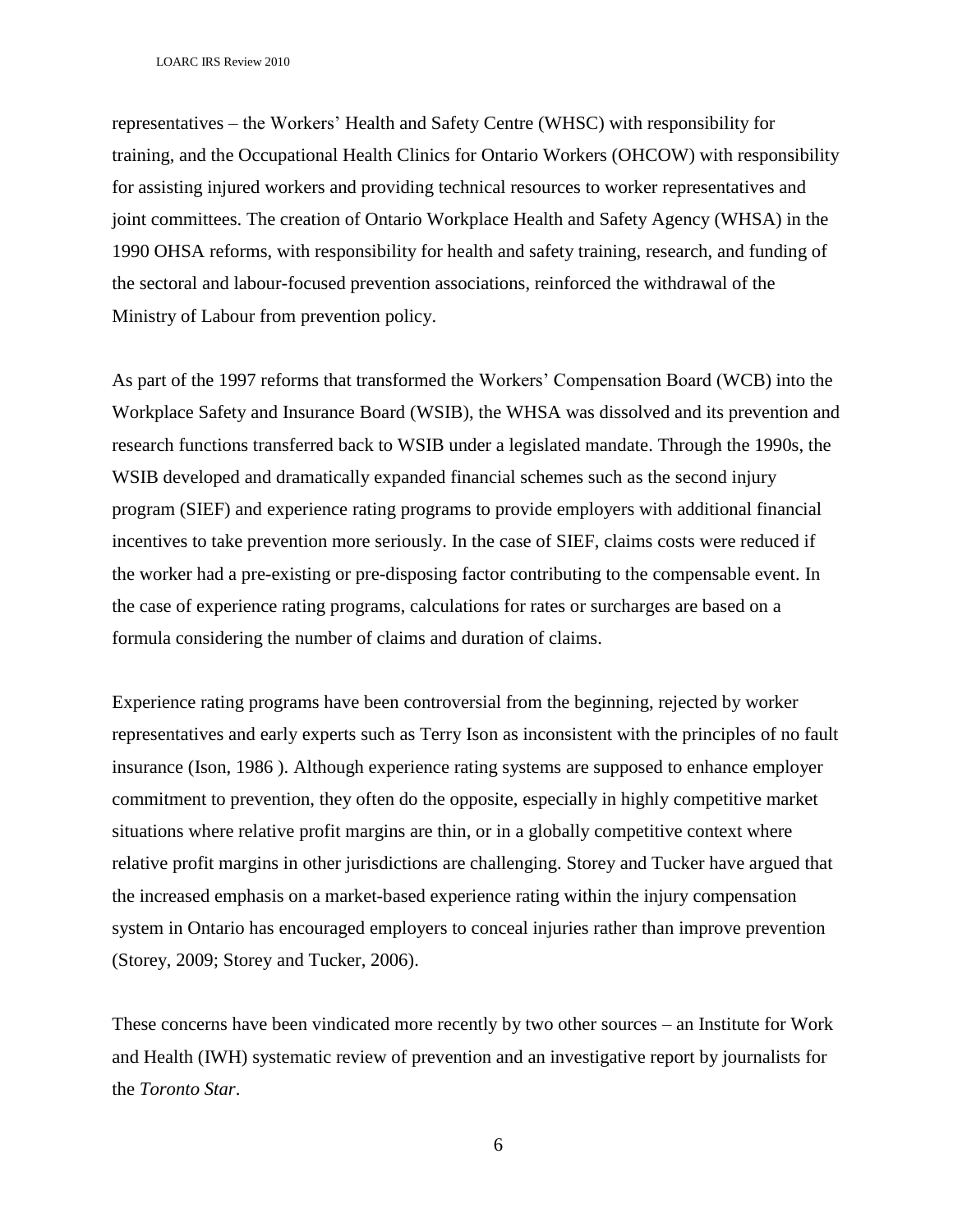representatives – the Workers' Health and Safety Centre (WHSC) with responsibility for training, and the Occupational Health Clinics for Ontario Workers (OHCOW) with responsibility for assisting injured workers and providing technical resources to worker representatives and joint committees. The creation of Ontario Workplace Health and Safety Agency (WHSA) in the 1990 OHSA reforms, with responsibility for health and safety training, research, and funding of the sectoral and labour-focused prevention associations, reinforced the withdrawal of the Ministry of Labour from prevention policy.

As part of the 1997 reforms that transformed the Workers' Compensation Board (WCB) into the Workplace Safety and Insurance Board (WSIB), the WHSA was dissolved and its prevention and research functions transferred back to WSIB under a legislated mandate. Through the 1990s, the WSIB developed and dramatically expanded financial schemes such as the second injury program (SIEF) and experience rating programs to provide employers with additional financial incentives to take prevention more seriously. In the case of SIEF, claims costs were reduced if the worker had a pre-existing or pre-disposing factor contributing to the compensable event. In the case of experience rating programs, calculations for rates or surcharges are based on a formula considering the number of claims and duration of claims.

Experience rating programs have been controversial from the beginning, rejected by worker representatives and early experts such as Terry Ison as inconsistent with the principles of no fault insurance (Ison, 1986 ). Although experience rating systems are supposed to enhance employer commitment to prevention, they often do the opposite, especially in highly competitive market situations where relative profit margins are thin, or in a globally competitive context where relative profit margins in other jurisdictions are challenging. Storey and Tucker have argued that the increased emphasis on a market-based experience rating within the injury compensation system in Ontario has encouraged employers to conceal injuries rather than improve prevention (Storey, 2009; Storey and Tucker, 2006).

These concerns have been vindicated more recently by two other sources – an Institute for Work and Health (IWH) systematic review of prevention and an investigative report by journalists for the *Toronto Star*.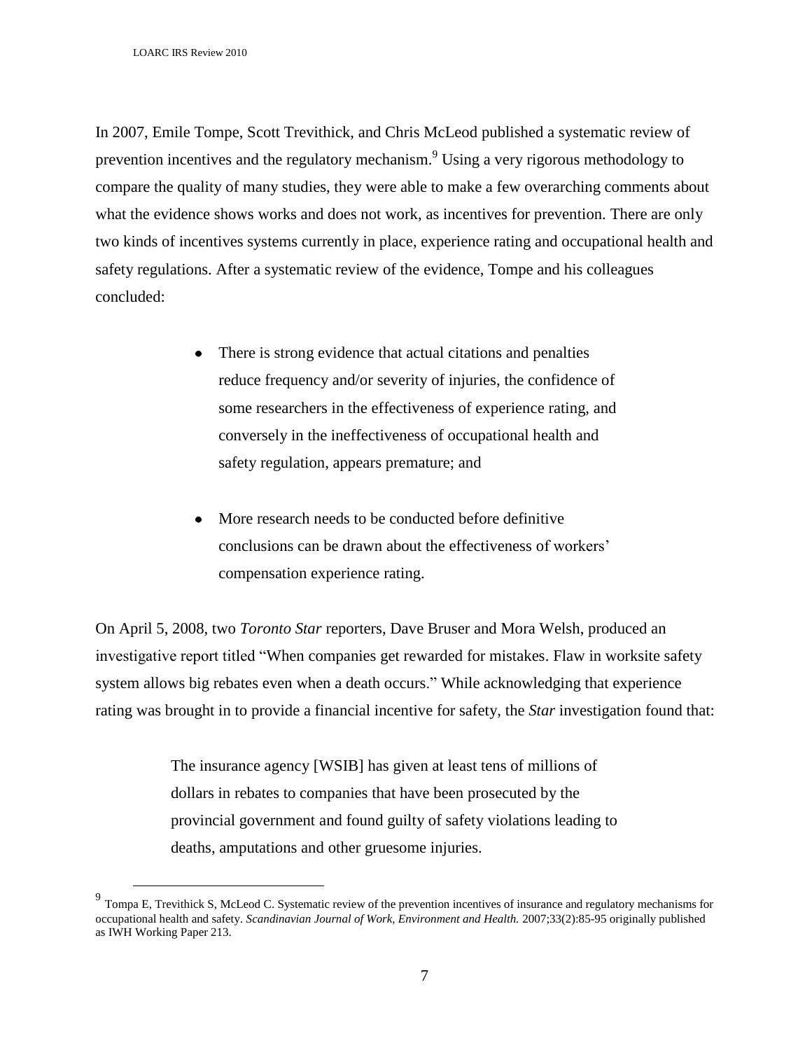In 2007, Emile Tompe, Scott Trevithick, and Chris McLeod published a systematic review of prevention incentives and the regulatory mechanism.[9] Using a very rigorous methodology to compare the quality of many studies, they were able to make a few overarching comments about what the evidence shows works and does not work, as incentives for prevention. There are only two kinds of incentives systems currently in place, experience rating and occupational health and safety regulations. After a systematic review of the evidence, Tompe and his colleagues concluded:

- There is strong evidence that actual citations and penalties reduce frequency and/or severity of injuries, the confidence of some researchers in the effectiveness of experience rating, and conversely in the ineffectiveness of occupational health and safety regulation, appears premature; and

- More research needs to be conducted before definitive conclusions can be drawn about the effectiveness of workers' compensation experience rating.

On April 5, 2008, two *Toronto Star* reporters, Dave Bruser and Mora Welsh, produced an investigative report titled "When companies get rewarded for mistakes. Flaw in worksite safety system allows big rebates even when a death occurs." While acknowledging that experience rating was brought in to provide a financial incentive for safety, the *Star* investigation found that:

> The insurance agency [WSIB] has given at least tens of millions of dollars in rebates to companies that have been prosecuted by the provincial government and found guilty of safety violations leading to deaths, amputations and other gruesome injuries.

---

[9] Tompa E, Trevithick S, McLeod C. Systematic review of the prevention incentives of insurance and regulatory mechanisms for occupational health and safety. *Scandinavian Journal of Work, Environment and Health.* 2007;33(2):85-95 originally published as IWH Working Paper 213.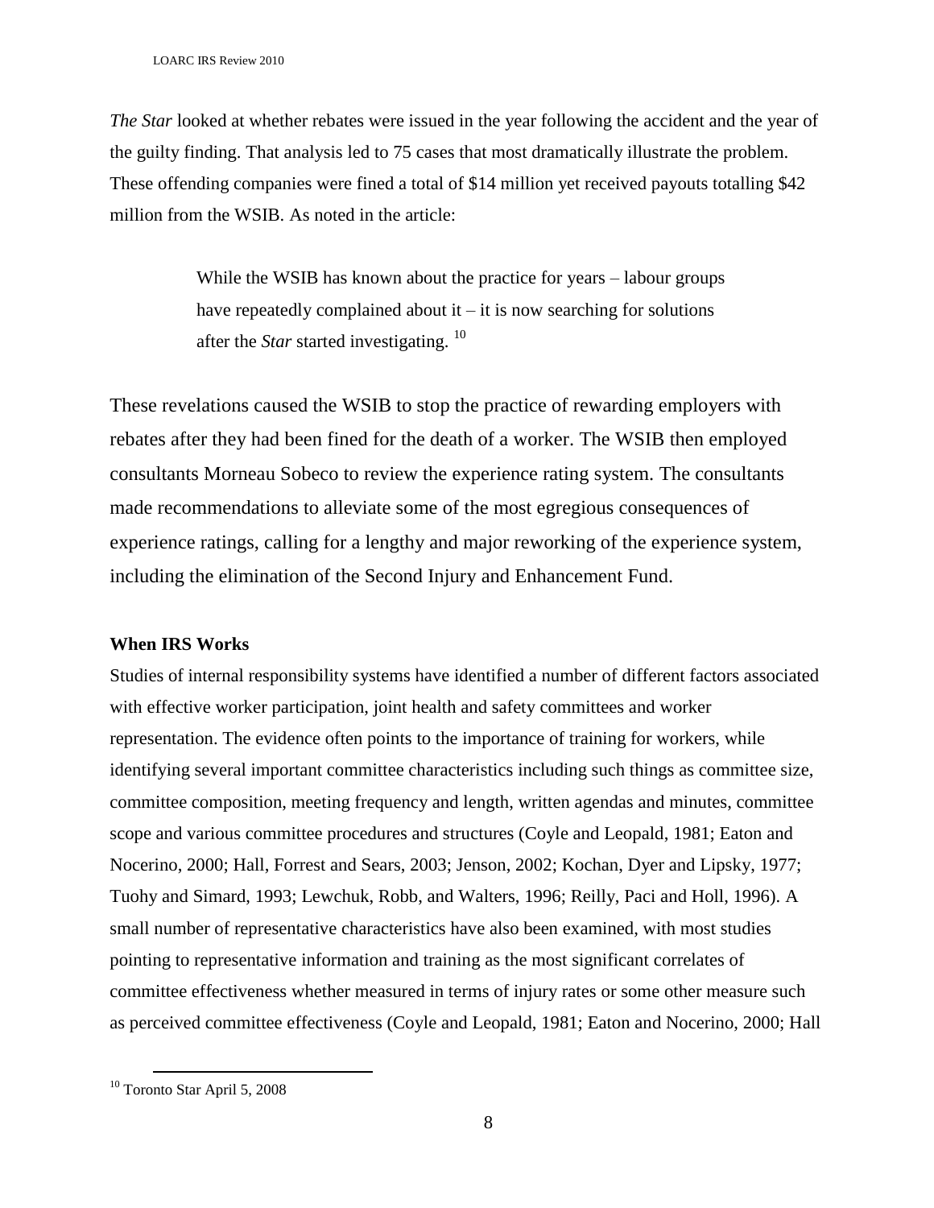*The Star* looked at whether rebates were issued in the year following the accident and the year of the guilty finding. That analysis led to 75 cases that most dramatically illustrate the problem. These offending companies were fined a total of $14 million yet received payouts totalling $42 million from the WSIB. As noted in the article:

> While the WSIB has known about the practice for years – labour groups have repeatedly complained about it – it is now searching for solutions after the *Star* started investigating. [10]

These revelations caused the WSIB to stop the practice of rewarding employers with rebates after they had been fined for the death of a worker. The WSIB then employed consultants Morneau Sobeco to review the experience rating system. The consultants made recommendations to alleviate some of the most egregious consequences of experience ratings, calling for a lengthy and major reworking of the experience system, including the elimination of the Second Injury and Enhancement Fund.

**When IRS Works**

Studies of internal responsibility systems have identified a number of different factors associated with effective worker participation, joint health and safety committees and worker representation. The evidence often points to the importance of training for workers, while identifying several important committee characteristics including such things as committee size, committee composition, meeting frequency and length, written agendas and minutes, committee scope and various committee procedures and structures (Coyle and Leopald, 1981; Eaton and Nocerino, 2000; Hall, Forrest and Sears, 2003; Jenson, 2002; Kochan, Dyer and Lipsky, 1977; Tuohy and Simard, 1993; Lewchuk, Robb, and Walters, 1996; Reilly, Paci and Holl, 1996). A small number of representative characteristics have also been examined, with most studies pointing to representative information and training as the most significant correlates of committee effectiveness whether measured in terms of injury rates or some other measure such as perceived committee effectiveness (Coyle and Leopald, 1981; Eaton and Nocerino, 2000; Hall

[10] Toronto Star April 5, 2008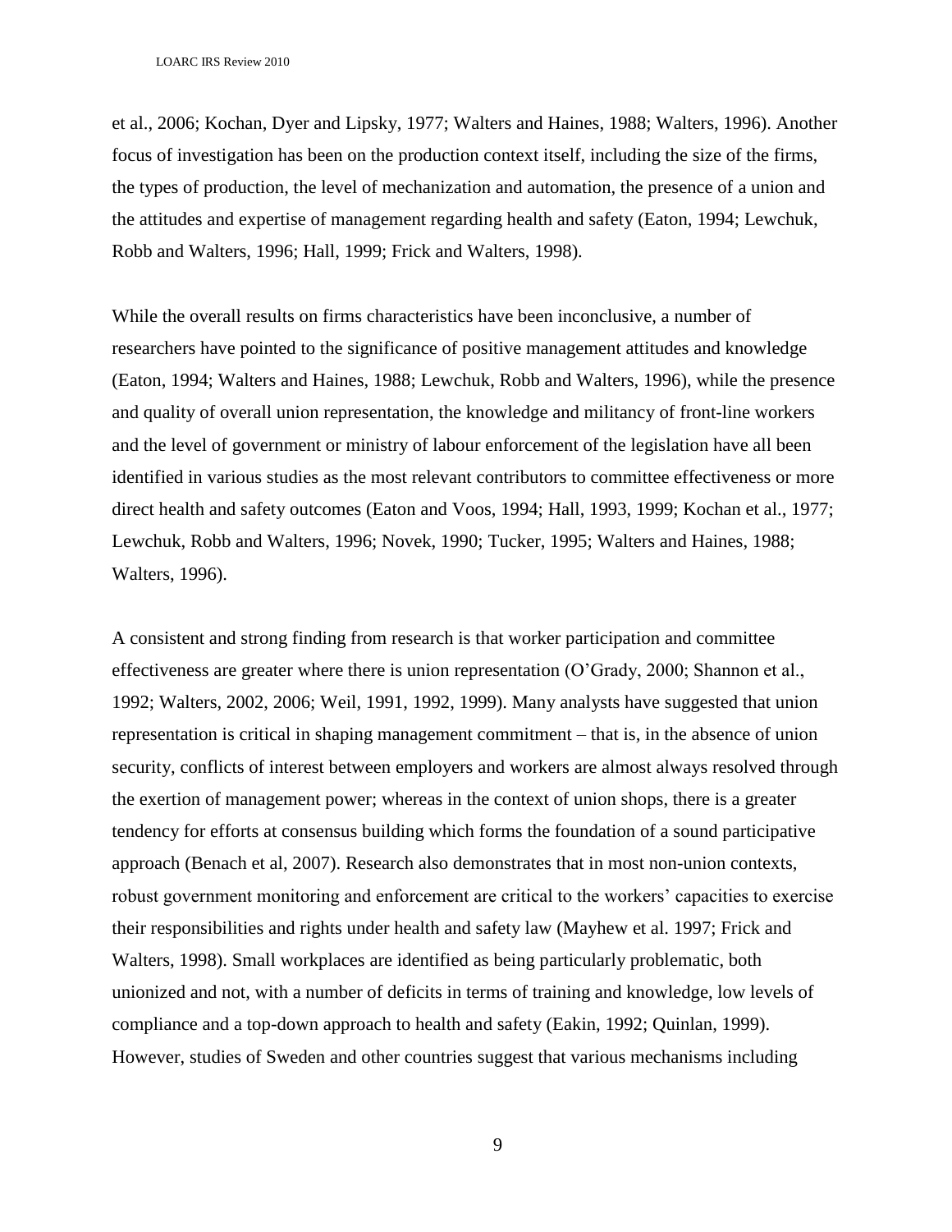et al., 2006; Kochan, Dyer and Lipsky, 1977; Walters and Haines, 1988; Walters, 1996). Another focus of investigation has been on the production context itself, including the size of the firms, the types of production, the level of mechanization and automation, the presence of a union and the attitudes and expertise of management regarding health and safety (Eaton, 1994; Lewchuk, Robb and Walters, 1996; Hall, 1999; Frick and Walters, 1998).

While the overall results on firms characteristics have been inconclusive, a number of researchers have pointed to the significance of positive management attitudes and knowledge (Eaton, 1994; Walters and Haines, 1988; Lewchuk, Robb and Walters, 1996), while the presence and quality of overall union representation, the knowledge and militancy of front-line workers and the level of government or ministry of labour enforcement of the legislation have all been identified in various studies as the most relevant contributors to committee effectiveness or more direct health and safety outcomes (Eaton and Voos, 1994; Hall, 1993, 1999; Kochan et al., 1977; Lewchuk, Robb and Walters, 1996; Novek, 1990; Tucker, 1995; Walters and Haines, 1988; Walters, 1996).

A consistent and strong finding from research is that worker participation and committee effectiveness are greater where there is union representation (O'Grady, 2000; Shannon et al., 1992; Walters, 2002, 2006; Weil, 1991, 1992, 1999). Many analysts have suggested that union representation is critical in shaping management commitment – that is, in the absence of union security, conflicts of interest between employers and workers are almost always resolved through the exertion of management power; whereas in the context of union shops, there is a greater tendency for efforts at consensus building which forms the foundation of a sound participative approach (Benach et al, 2007). Research also demonstrates that in most non-union contexts, robust government monitoring and enforcement are critical to the workers' capacities to exercise their responsibilities and rights under health and safety law (Mayhew et al. 1997; Frick and Walters, 1998). Small workplaces are identified as being particularly problematic, both unionized and not, with a number of deficits in terms of training and knowledge, low levels of compliance and a top-down approach to health and safety (Eakin, 1992; Quinlan, 1999). However, studies of Sweden and other countries suggest that various mechanisms including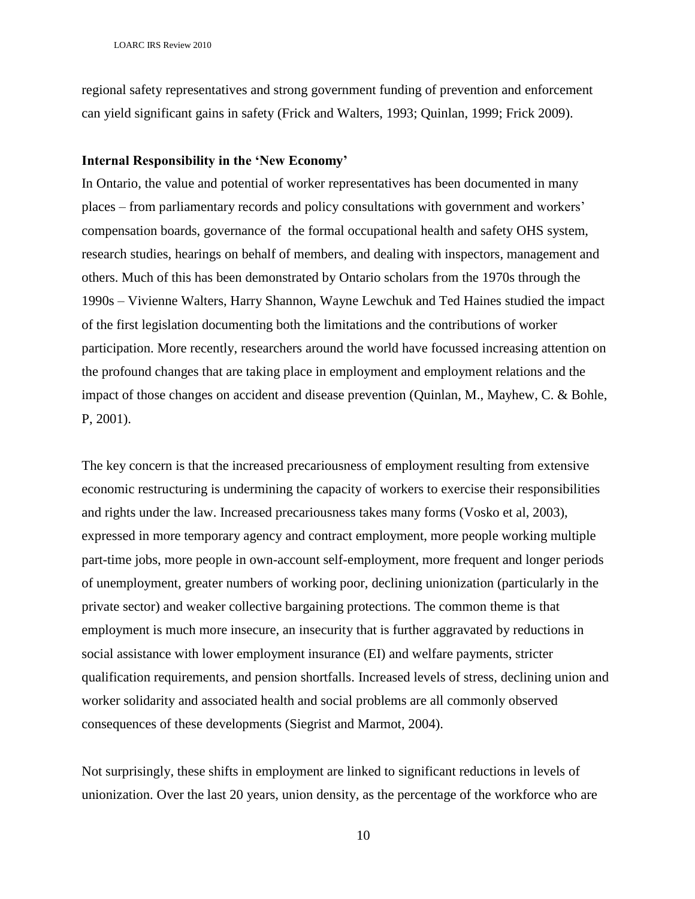regional safety representatives and strong government funding of prevention and enforcement can yield significant gains in safety (Frick and Walters, 1993; Quinlan, 1999; Frick 2009).

**Internal Responsibility in the 'New Economy'**

In Ontario, the value and potential of worker representatives has been documented in many places – from parliamentary records and policy consultations with government and workers' compensation boards, governance of the formal occupational health and safety OHS system, research studies, hearings on behalf of members, and dealing with inspectors, management and others. Much of this has been demonstrated by Ontario scholars from the 1970s through the 1990s – Vivienne Walters, Harry Shannon, Wayne Lewchuk and Ted Haines studied the impact of the first legislation documenting both the limitations and the contributions of worker participation. More recently, researchers around the world have focussed increasing attention on the profound changes that are taking place in employment and employment relations and the impact of those changes on accident and disease prevention (Quinlan, M., Mayhew, C. & Bohle, P, 2001).

The key concern is that the increased precariousness of employment resulting from extensive economic restructuring is undermining the capacity of workers to exercise their responsibilities and rights under the law. Increased precariousness takes many forms (Vosko et al, 2003), expressed in more temporary agency and contract employment, more people working multiple part-time jobs, more people in own-account self-employment, more frequent and longer periods of unemployment, greater numbers of working poor, declining unionization (particularly in the private sector) and weaker collective bargaining protections. The common theme is that employment is much more insecure, an insecurity that is further aggravated by reductions in social assistance with lower employment insurance (EI) and welfare payments, stricter qualification requirements, and pension shortfalls. Increased levels of stress, declining union and worker solidarity and associated health and social problems are all commonly observed consequences of these developments (Siegrist and Marmot, 2004).

Not surprisingly, these shifts in employment are linked to significant reductions in levels of unionization. Over the last 20 years, union density, as the percentage of the workforce who are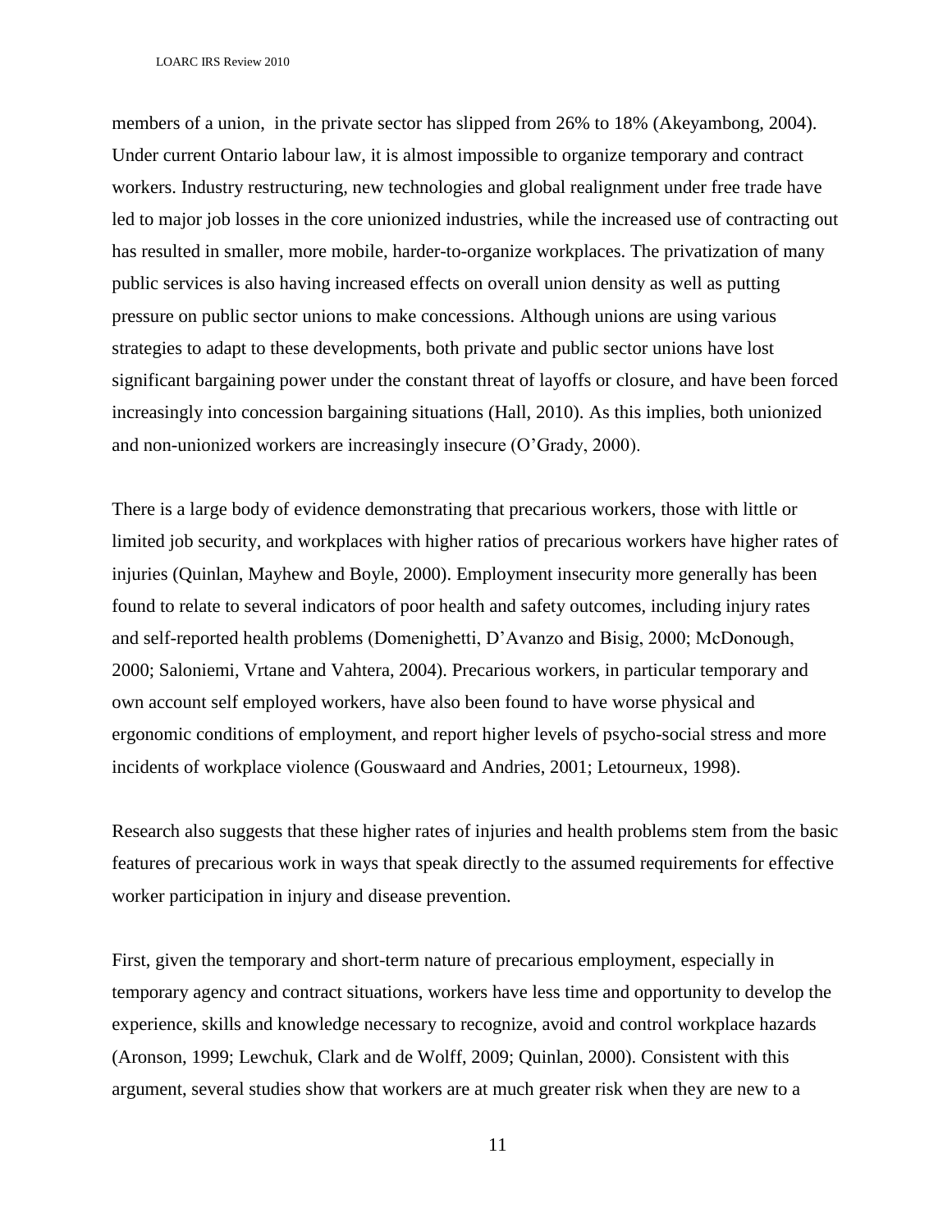members of a union, in the private sector has slipped from 26% to 18% (Akeyambong, 2004). Under current Ontario labour law, it is almost impossible to organize temporary and contract workers. Industry restructuring, new technologies and global realignment under free trade have led to major job losses in the core unionized industries, while the increased use of contracting out has resulted in smaller, more mobile, harder-to-organize workplaces. The privatization of many public services is also having increased effects on overall union density as well as putting pressure on public sector unions to make concessions. Although unions are using various strategies to adapt to these developments, both private and public sector unions have lost significant bargaining power under the constant threat of layoffs or closure, and have been forced increasingly into concession bargaining situations (Hall, 2010). As this implies, both unionized and non-unionized workers are increasingly insecure (O'Grady, 2000).

There is a large body of evidence demonstrating that precarious workers, those with little or limited job security, and workplaces with higher ratios of precarious workers have higher rates of injuries (Quinlan, Mayhew and Boyle, 2000). Employment insecurity more generally has been found to relate to several indicators of poor health and safety outcomes, including injury rates and self-reported health problems (Domenighetti, D'Avanzo and Bisig, 2000; McDonough, 2000; Saloniemi, Vrtane and Vahtera, 2004). Precarious workers, in particular temporary and own account self employed workers, have also been found to have worse physical and ergonomic conditions of employment, and report higher levels of psycho-social stress and more incidents of workplace violence (Gouswaard and Andries, 2001; Letourneux, 1998).

Research also suggests that these higher rates of injuries and health problems stem from the basic features of precarious work in ways that speak directly to the assumed requirements for effective worker participation in injury and disease prevention.

First, given the temporary and short-term nature of precarious employment, especially in temporary agency and contract situations, workers have less time and opportunity to develop the experience, skills and knowledge necessary to recognize, avoid and control workplace hazards (Aronson, 1999; Lewchuk, Clark and de Wolff, 2009; Quinlan, 2000). Consistent with this argument, several studies show that workers are at much greater risk when they are new to a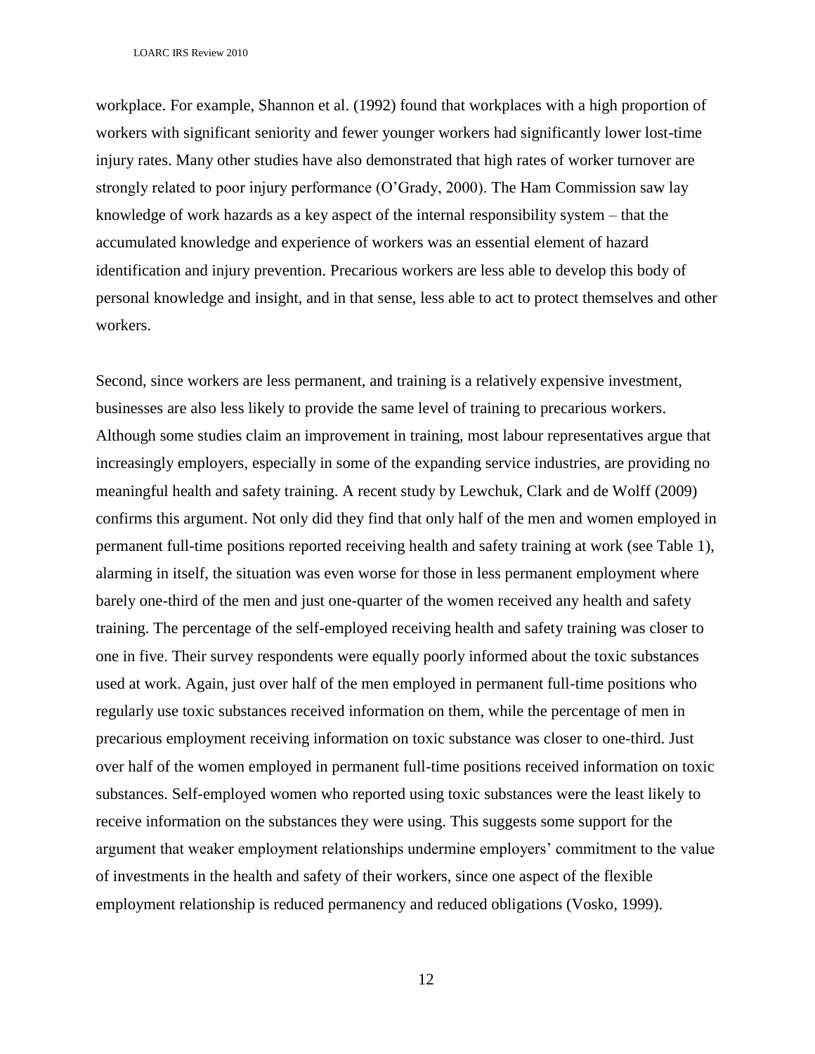workplace. For example, Shannon et al. (1992) found that workplaces with a high proportion of workers with significant seniority and fewer younger workers had significantly lower lost-time injury rates. Many other studies have also demonstrated that high rates of worker turnover are strongly related to poor injury performance (O'Grady, 2000). The Ham Commission saw lay knowledge of work hazards as a key aspect of the internal responsibility system – that the accumulated knowledge and experience of workers was an essential element of hazard identification and injury prevention. Precarious workers are less able to develop this body of personal knowledge and insight, and in that sense, less able to act to protect themselves and other workers.

Second, since workers are less permanent, and training is a relatively expensive investment, businesses are also less likely to provide the same level of training to precarious workers. Although some studies claim an improvement in training, most labour representatives argue that increasingly employers, especially in some of the expanding service industries, are providing no meaningful health and safety training. A recent study by Lewchuk, Clark and de Wolff (2009) confirms this argument. Not only did they find that only half of the men and women employed in permanent full-time positions reported receiving health and safety training at work (see Table 1), alarming in itself, the situation was even worse for those in less permanent employment where barely one-third of the men and just one-quarter of the women received any health and safety training. The percentage of the self-employed receiving health and safety training was closer to one in five. Their survey respondents were equally poorly informed about the toxic substances used at work. Again, just over half of the men employed in permanent full-time positions who regularly use toxic substances received information on them, while the percentage of men in precarious employment receiving information on toxic substance was closer to one-third. Just over half of the women employed in permanent full-time positions received information on toxic substances. Self-employed women who reported using toxic substances were the least likely to receive information on the substances they were using. This suggests some support for the argument that weaker employment relationships undermine employers' commitment to the value of investments in the health and safety of their workers, since one aspect of the flexible employment relationship is reduced permanency and reduced obligations (Vosko, 1999).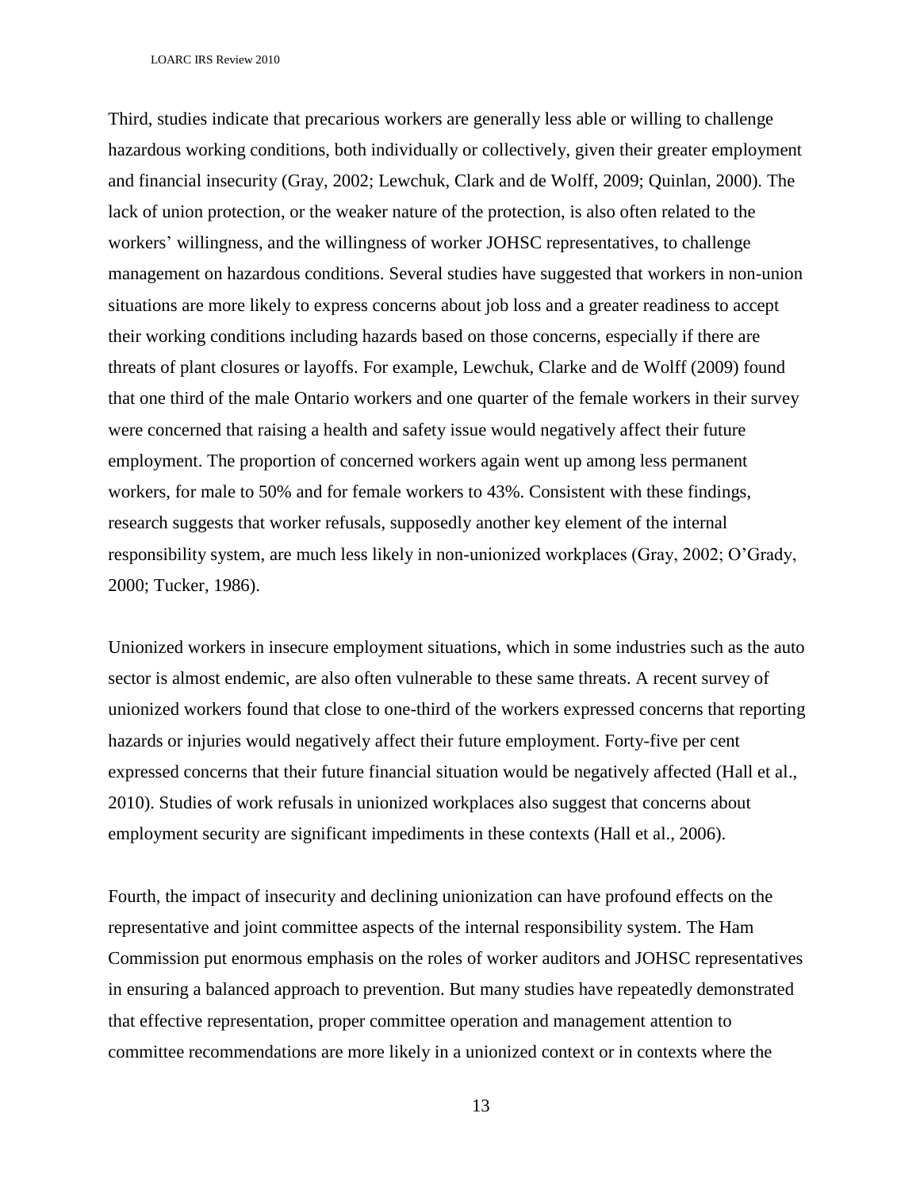Third, studies indicate that precarious workers are generally less able or willing to challenge hazardous working conditions, both individually or collectively, given their greater employment and financial insecurity (Gray, 2002; Lewchuk, Clark and de Wolff, 2009; Quinlan, 2000). The lack of union protection, or the weaker nature of the protection, is also often related to the workers' willingness, and the willingness of worker JOHSC representatives, to challenge management on hazardous conditions. Several studies have suggested that workers in non-union situations are more likely to express concerns about job loss and a greater readiness to accept their working conditions including hazards based on those concerns, especially if there are threats of plant closures or layoffs. For example, Lewchuk, Clarke and de Wolff (2009) found that one third of the male Ontario workers and one quarter of the female workers in their survey were concerned that raising a health and safety issue would negatively affect their future employment. The proportion of concerned workers again went up among less permanent workers, for male to 50% and for female workers to 43%. Consistent with these findings, research suggests that worker refusals, supposedly another key element of the internal responsibility system, are much less likely in non-unionized workplaces (Gray, 2002; O'Grady, 2000; Tucker, 1986).

Unionized workers in insecure employment situations, which in some industries such as the auto sector is almost endemic, are also often vulnerable to these same threats. A recent survey of unionized workers found that close to one-third of the workers expressed concerns that reporting hazards or injuries would negatively affect their future employment. Forty-five per cent expressed concerns that their future financial situation would be negatively affected (Hall et al., 2010). Studies of work refusals in unionized workplaces also suggest that concerns about employment security are significant impediments in these contexts (Hall et al., 2006).

Fourth, the impact of insecurity and declining unionization can have profound effects on the representative and joint committee aspects of the internal responsibility system. The Ham Commission put enormous emphasis on the roles of worker auditors and JOHSC representatives in ensuring a balanced approach to prevention. But many studies have repeatedly demonstrated that effective representation, proper committee operation and management attention to committee recommendations are more likely in a unionized context or in contexts where the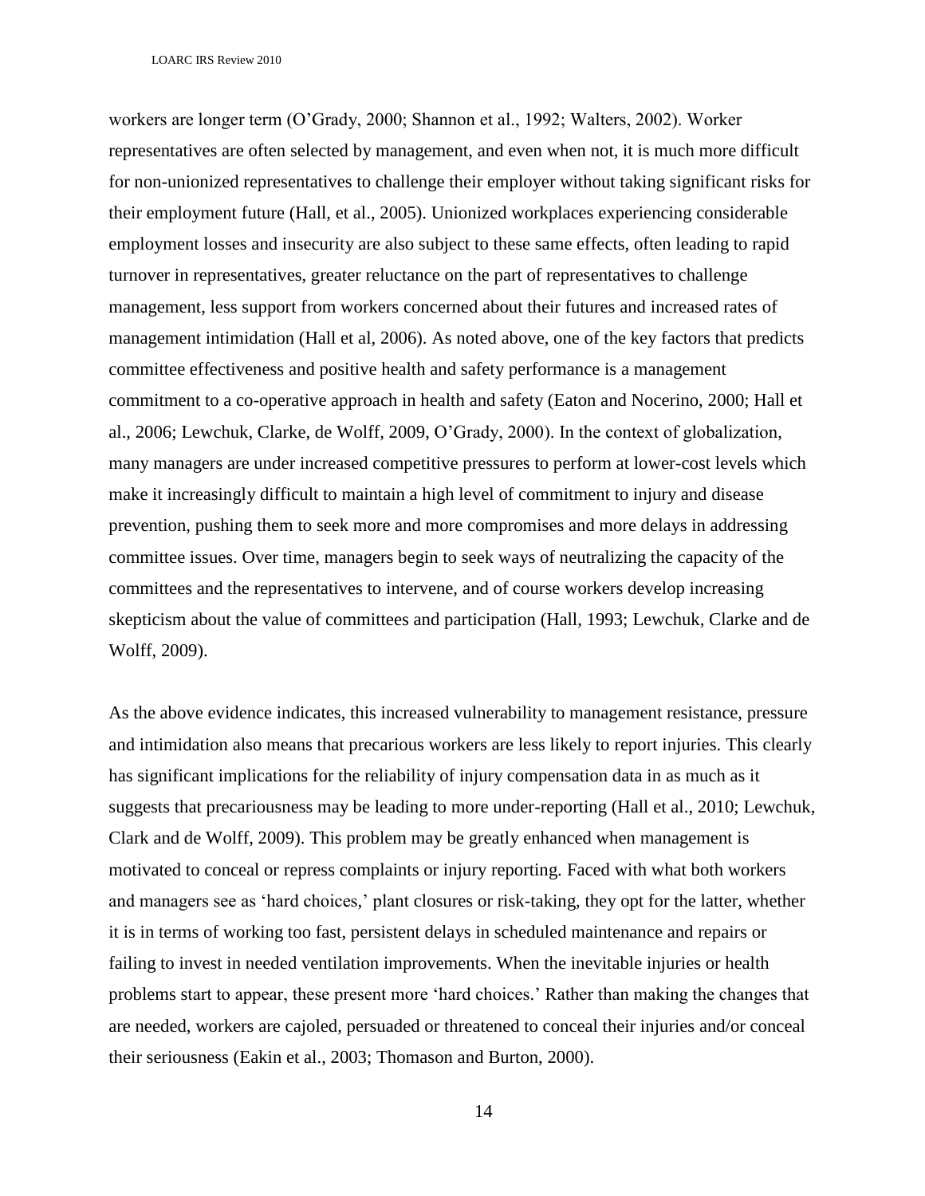workers are longer term (O'Grady, 2000; Shannon et al., 1992; Walters, 2002). Worker representatives are often selected by management, and even when not, it is much more difficult for non-unionized representatives to challenge their employer without taking significant risks for their employment future (Hall, et al., 2005). Unionized workplaces experiencing considerable employment losses and insecurity are also subject to these same effects, often leading to rapid turnover in representatives, greater reluctance on the part of representatives to challenge management, less support from workers concerned about their futures and increased rates of management intimidation (Hall et al, 2006). As noted above, one of the key factors that predicts committee effectiveness and positive health and safety performance is a management commitment to a co-operative approach in health and safety (Eaton and Nocerino, 2000; Hall et al., 2006; Lewchuk, Clarke, de Wolff, 2009, O'Grady, 2000). In the context of globalization, many managers are under increased competitive pressures to perform at lower-cost levels which make it increasingly difficult to maintain a high level of commitment to injury and disease prevention, pushing them to seek more and more compromises and more delays in addressing committee issues. Over time, managers begin to seek ways of neutralizing the capacity of the committees and the representatives to intervene, and of course workers develop increasing skepticism about the value of committees and participation (Hall, 1993; Lewchuk, Clarke and de Wolff, 2009).

As the above evidence indicates, this increased vulnerability to management resistance, pressure and intimidation also means that precarious workers are less likely to report injuries. This clearly has significant implications for the reliability of injury compensation data in as much as it suggests that precariousness may be leading to more under-reporting (Hall et al., 2010; Lewchuk, Clark and de Wolff, 2009). This problem may be greatly enhanced when management is motivated to conceal or repress complaints or injury reporting. Faced with what both workers and managers see as 'hard choices,' plant closures or risk-taking, they opt for the latter, whether it is in terms of working too fast, persistent delays in scheduled maintenance and repairs or failing to invest in needed ventilation improvements. When the inevitable injuries or health problems start to appear, these present more 'hard choices.' Rather than making the changes that are needed, workers are cajoled, persuaded or threatened to conceal their injuries and/or conceal their seriousness (Eakin et al., 2003; Thomason and Burton, 2000).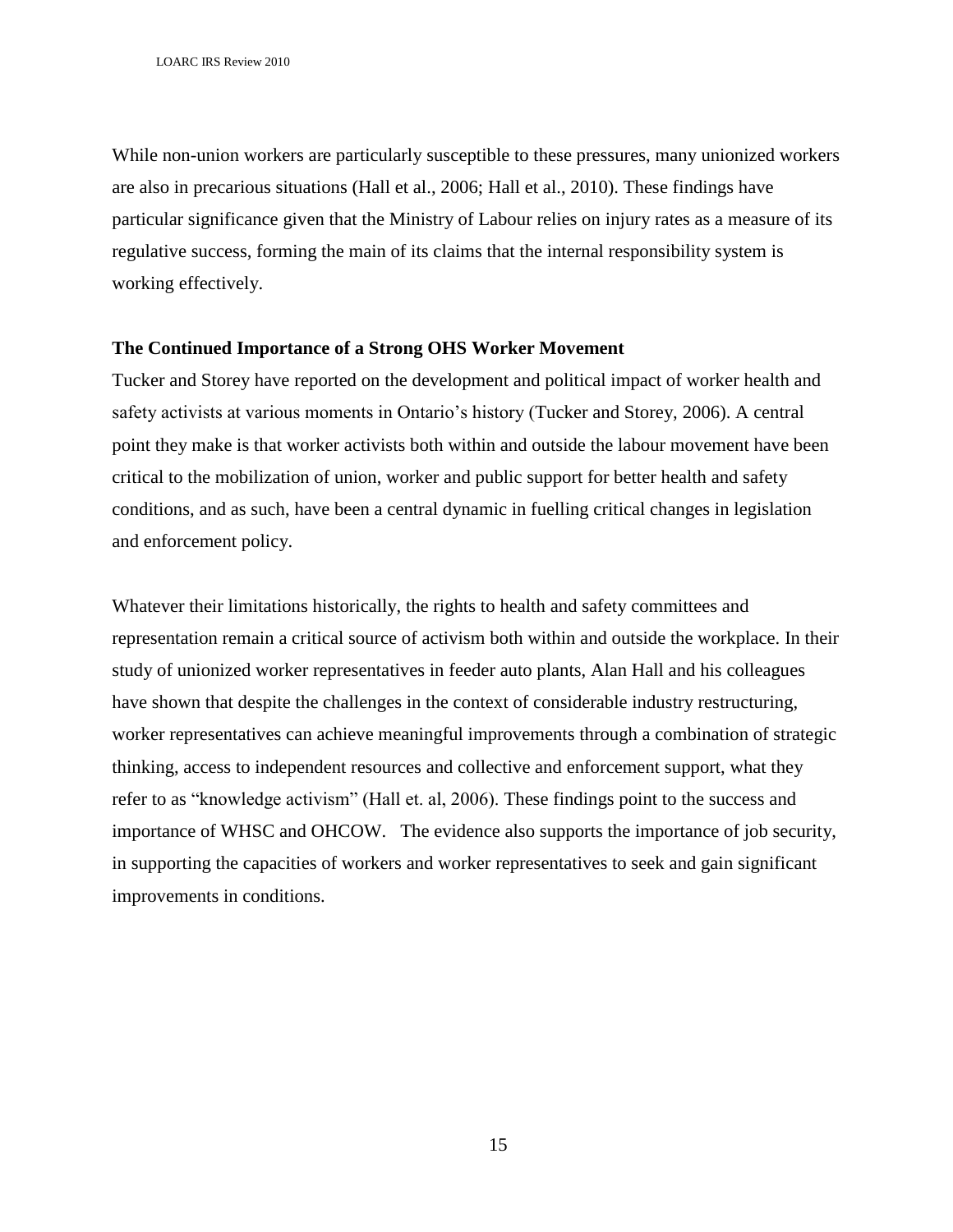While non-union workers are particularly susceptible to these pressures, many unionized workers are also in precarious situations (Hall et al., 2006; Hall et al., 2010). These findings have particular significance given that the Ministry of Labour relies on injury rates as a measure of its regulative success, forming the main of its claims that the internal responsibility system is working effectively.

**The Continued Importance of a Strong OHS Worker Movement**

Tucker and Storey have reported on the development and political impact of worker health and safety activists at various moments in Ontario's history (Tucker and Storey, 2006). A central point they make is that worker activists both within and outside the labour movement have been critical to the mobilization of union, worker and public support for better health and safety conditions, and as such, have been a central dynamic in fuelling critical changes in legislation and enforcement policy.

Whatever their limitations historically, the rights to health and safety committees and representation remain a critical source of activism both within and outside the workplace. In their study of unionized worker representatives in feeder auto plants, Alan Hall and his colleagues have shown that despite the challenges in the context of considerable industry restructuring, worker representatives can achieve meaningful improvements through a combination of strategic thinking, access to independent resources and collective and enforcement support, what they refer to as "knowledge activism" (Hall et. al, 2006). These findings point to the success and importance of WHSC and OHCOW. The evidence also supports the importance of job security, in supporting the capacities of workers and worker representatives to seek and gain significant improvements in conditions.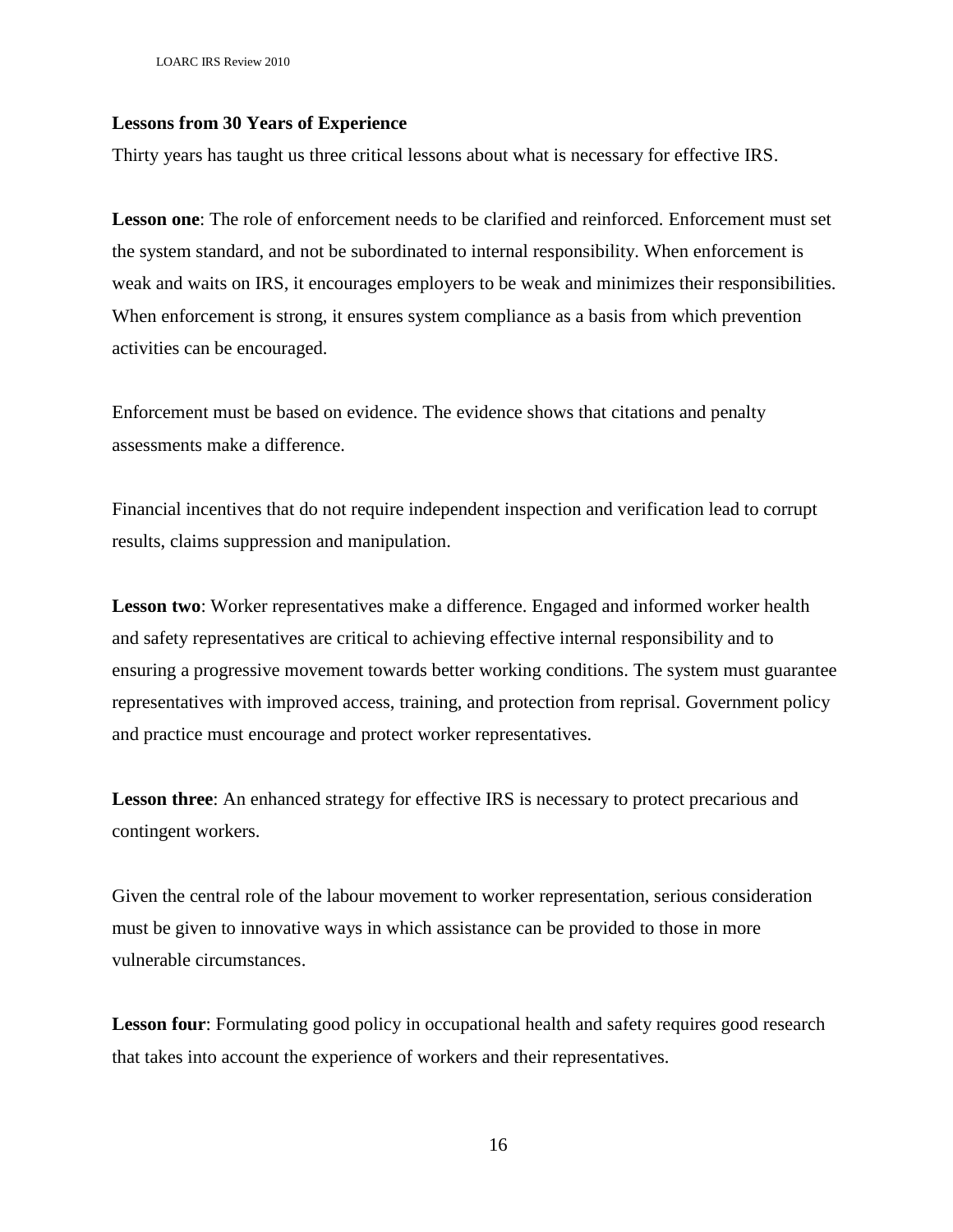**Lessons from 30 Years of Experience**

Thirty years has taught us three critical lessons about what is necessary for effective IRS.

**Lesson one**: The role of enforcement needs to be clarified and reinforced. Enforcement must set the system standard, and not be subordinated to internal responsibility. When enforcement is weak and waits on IRS, it encourages employers to be weak and minimizes their responsibilities. When enforcement is strong, it ensures system compliance as a basis from which prevention activities can be encouraged.

Enforcement must be based on evidence. The evidence shows that citations and penalty assessments make a difference.

Financial incentives that do not require independent inspection and verification lead to corrupt results, claims suppression and manipulation.

**Lesson two**: Worker representatives make a difference. Engaged and informed worker health and safety representatives are critical to achieving effective internal responsibility and to ensuring a progressive movement towards better working conditions. The system must guarantee representatives with improved access, training, and protection from reprisal. Government policy and practice must encourage and protect worker representatives.

**Lesson three**: An enhanced strategy for effective IRS is necessary to protect precarious and contingent workers.

Given the central role of the labour movement to worker representation, serious consideration must be given to innovative ways in which assistance can be provided to those in more vulnerable circumstances.

**Lesson four**: Formulating good policy in occupational health and safety requires good research that takes into account the experience of workers and their representatives.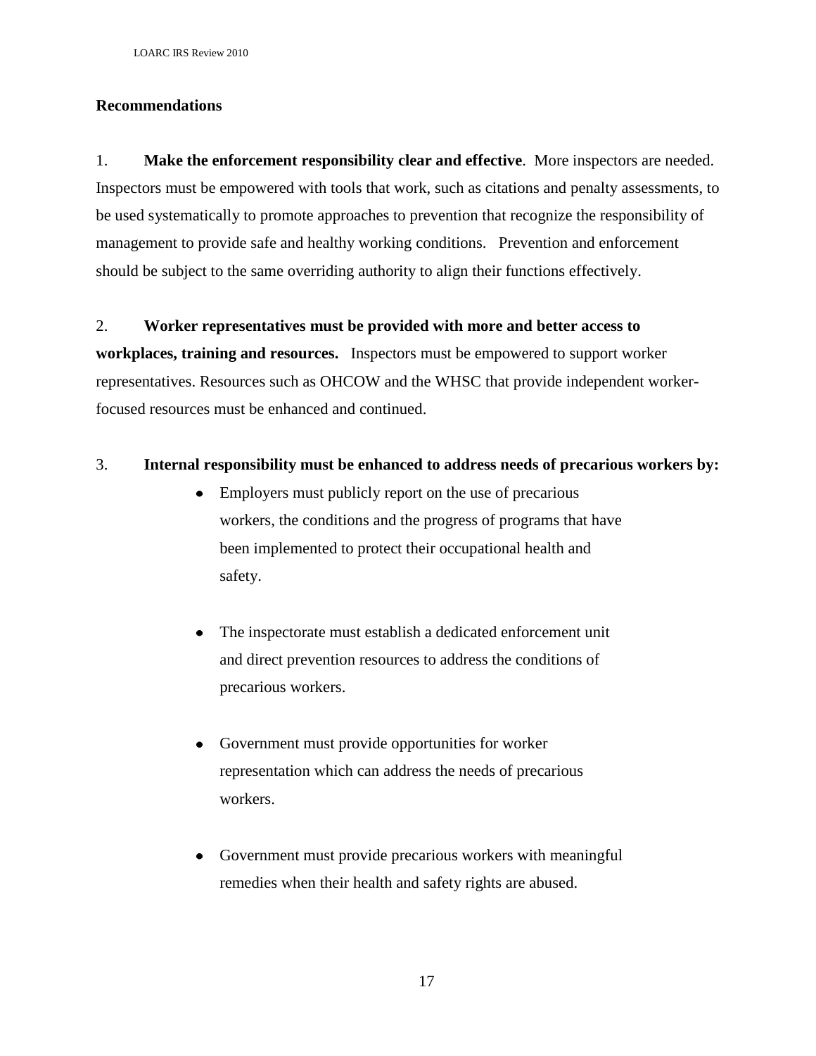## Recommendations

1. **Make the enforcement responsibility clear and effective**. More inspectors are needed. Inspectors must be empowered with tools that work, such as citations and penalty assessments, to be used systematically to promote approaches to prevention that recognize the responsibility of management to provide safe and healthy working conditions. Prevention and enforcement should be subject to the same overriding authority to align their functions effectively.

2. **Worker representatives must be provided with more and better access to workplaces, training and resources.** Inspectors must be empowered to support worker representatives. Resources such as OHCOW and the WHSC that provide independent worker-focused resources must be enhanced and continued.

3. **Internal responsibility must be enhanced to address needs of precarious workers by:**

   - Employers must publicly report on the use of precarious workers, the conditions and the progress of programs that have been implemented to protect their occupational health and safety.

   - The inspectorate must establish a dedicated enforcement unit and direct prevention resources to address the conditions of precarious workers.

   - Government must provide opportunities for worker representation which can address the needs of precarious workers.

   - Government must provide precarious workers with meaningful remedies when their health and safety rights are abused.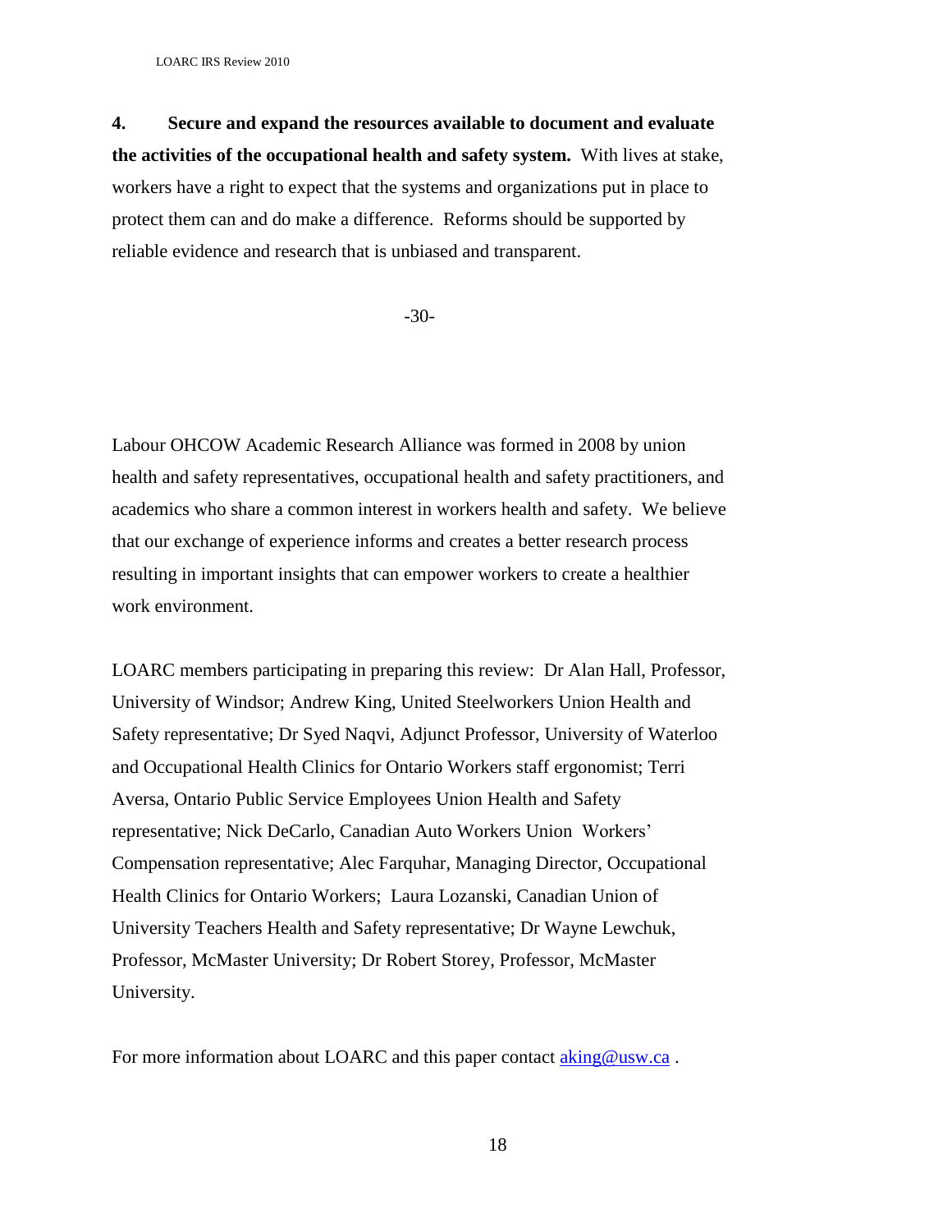**4. Secure and expand the resources available to document and evaluate the activities of the occupational health and safety system.** With lives at stake, workers have a right to expect that the systems and organizations put in place to protect them can and do make a difference. Reforms should be supported by reliable evidence and research that is unbiased and transparent.

-30-

Labour OHCOW Academic Research Alliance was formed in 2008 by union health and safety representatives, occupational health and safety practitioners, and academics who share a common interest in workers health and safety. We believe that our exchange of experience informs and creates a better research process resulting in important insights that can empower workers to create a healthier work environment.

LOARC members participating in preparing this review: Dr Alan Hall, Professor, University of Windsor; Andrew King, United Steelworkers Union Health and Safety representative; Dr Syed Naqvi, Adjunct Professor, University of Waterloo and Occupational Health Clinics for Ontario Workers staff ergonomist; Terri Aversa, Ontario Public Service Employees Union Health and Safety representative; Nick DeCarlo, Canadian Auto Workers Union Workers' Compensation representative; Alec Farquhar, Managing Director, Occupational Health Clinics for Ontario Workers; Laura Lozanski, Canadian Union of University Teachers Health and Safety representative; Dr Wayne Lewchuk, Professor, McMaster University; Dr Robert Storey, Professor, McMaster University.

For more information about LOARC and this paper contact aking@usw.ca .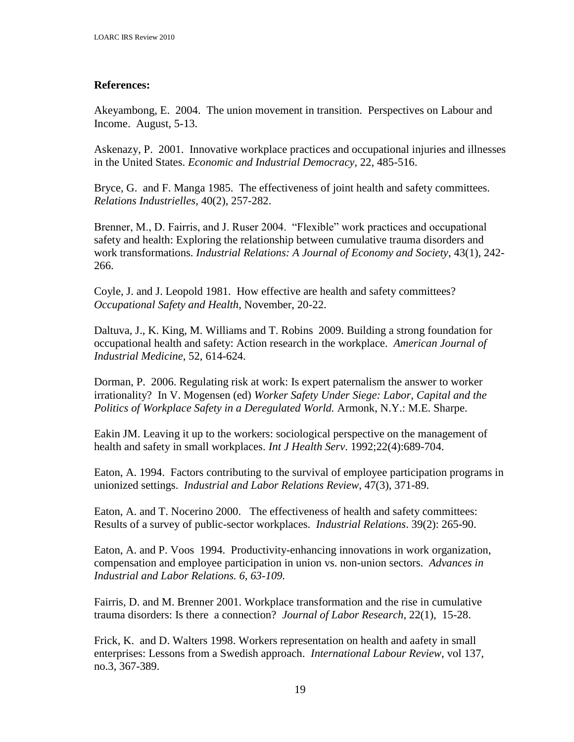**References:**

Akeyambong, E. 2004. The union movement in transition. Perspectives on Labour and Income. August, 5-13.

Askenazy, P. 2001. Innovative workplace practices and occupational injuries and illnesses in the United States. *Economic and Industrial Democracy*, 22, 485-516.

Bryce, G. and F. Manga 1985. The effectiveness of joint health and safety committees. *Relations Industrielles*, 40(2), 257-282.

Brenner, M., D. Fairris, and J. Ruser 2004. "Flexible" work practices and occupational safety and health: Exploring the relationship between cumulative trauma disorders and work transformations. *Industrial Relations: A Journal of Economy and Society*, 43(1), 242-266.

Coyle, J. and J. Leopold 1981. How effective are health and safety committees? *Occupational Safety and Health*, November, 20-22.

Daltuva, J., K. King, M. Williams and T. Robins 2009. Building a strong foundation for occupational health and safety: Action research in the workplace. *American Journal of Industrial Medicine*, 52, 614-624.

Dorman, P. 2006. Regulating risk at work: Is expert paternalism the answer to worker irrationality? In V. Mogensen (ed) *Worker Safety Under Siege: Labor, Capital and the Politics of Workplace Safety in a Deregulated World.* Armonk, N.Y.: M.E. Sharpe.

Eakin JM. Leaving it up to the workers: sociological perspective on the management of health and safety in small workplaces. *Int J Health Serv*. 1992;22(4):689-704.

Eaton, A. 1994. Factors contributing to the survival of employee participation programs in unionized settings. *Industrial and Labor Relations Review*, 47(3), 371-89.

Eaton, A. and T. Nocerino 2000. The effectiveness of health and safety committees: Results of a survey of public-sector workplaces. *Industrial Relations*. 39(2): 265-90.

Eaton, A. and P. Voos 1994. Productivity-enhancing innovations in work organization, compensation and employee participation in union vs. non-union sectors. *Advances in Industrial and Labor Relations. 6, 63-109.*

Fairris, D. and M. Brenner 2001. Workplace transformation and the rise in cumulative trauma disorders: Is there a connection? *Journal of Labor Research*, 22(1), 15-28.

Frick, K. and D. Walters 1998. Workers representation on health and aafety in small enterprises: Lessons from a Swedish approach. *International Labour Review*, vol 137, no.3, 367-389.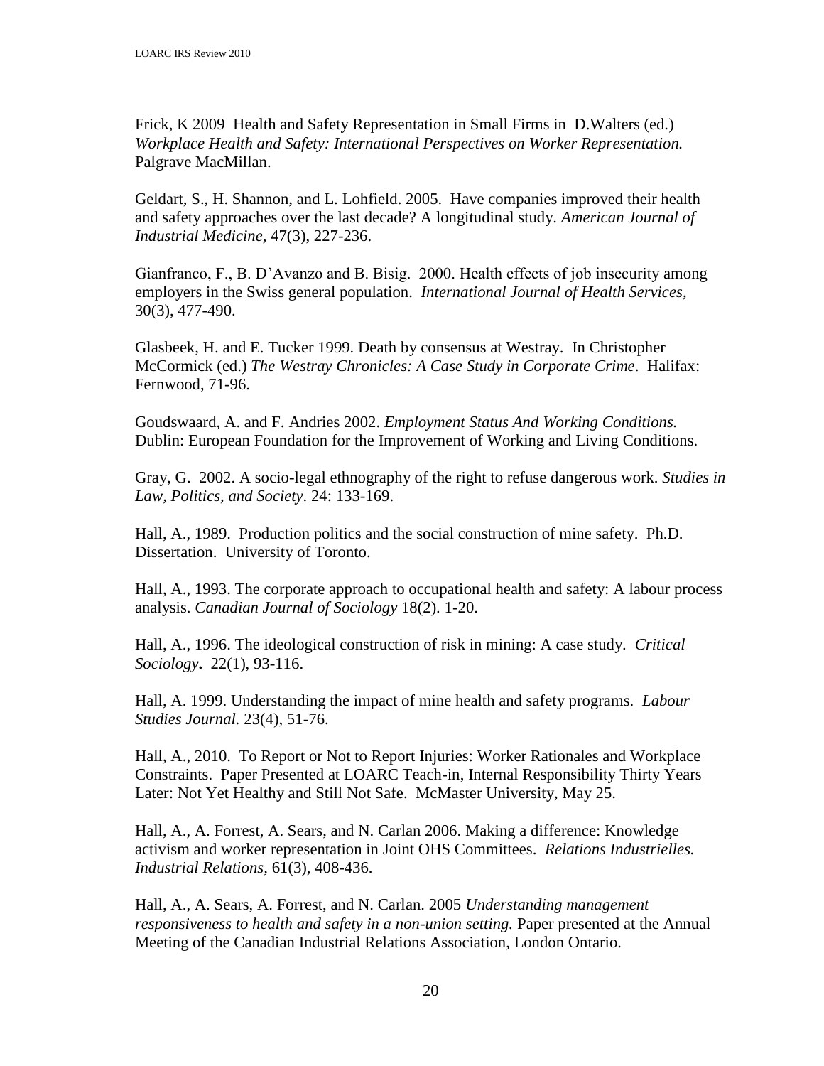Frick, K 2009 Health and Safety Representation in Small Firms in D.Walters (ed.) *Workplace Health and Safety: International Perspectives on Worker Representation.* Palgrave MacMillan.

Geldart, S., H. Shannon, and L. Lohfield. 2005. Have companies improved their health and safety approaches over the last decade? A longitudinal study. *American Journal of Industrial Medicine,* 47(3), 227-236.

Gianfranco, F., B. D'Avanzo and B. Bisig. 2000. Health effects of job insecurity among employers in the Swiss general population. *International Journal of Health Services*, 30(3), 477-490.

Glasbeek, H. and E. Tucker 1999. Death by consensus at Westray. In Christopher McCormick (ed.) *The Westray Chronicles: A Case Study in Corporate Crime*. Halifax: Fernwood, 71-96.

Goudswaard, A. and F. Andries 2002. *Employment Status And Working Conditions.* Dublin: European Foundation for the Improvement of Working and Living Conditions.

Gray, G. 2002. A socio-legal ethnography of the right to refuse dangerous work. *Studies in Law, Politics, and Society*. 24: 133-169.

Hall, A., 1989. Production politics and the social construction of mine safety. Ph.D. Dissertation. University of Toronto.

Hall, A., 1993. The corporate approach to occupational health and safety: A labour process analysis. *Canadian Journal of Sociology* 18(2). 1-20.

Hall, A., 1996. The ideological construction of risk in mining: A case study. *Critical Sociology***.** 22(1), 93-116.

Hall, A. 1999. Understanding the impact of mine health and safety programs. *Labour Studies Journal.* 23(4), 51-76.

Hall, A., 2010. To Report or Not to Report Injuries: Worker Rationales and Workplace Constraints. Paper Presented at LOARC Teach-in, Internal Responsibility Thirty Years Later: Not Yet Healthy and Still Not Safe. McMaster University, May 25.

Hall, A., A. Forrest, A. Sears, and N. Carlan 2006. Making a difference: Knowledge activism and worker representation in Joint OHS Committees. *Relations Industrielles. Industrial Relations,* 61(3), 408-436.

Hall, A., A. Sears, A. Forrest, and N. Carlan. 2005 *Understanding management responsiveness to health and safety in a non-union setting.* Paper presented at the Annual Meeting of the Canadian Industrial Relations Association, London Ontario.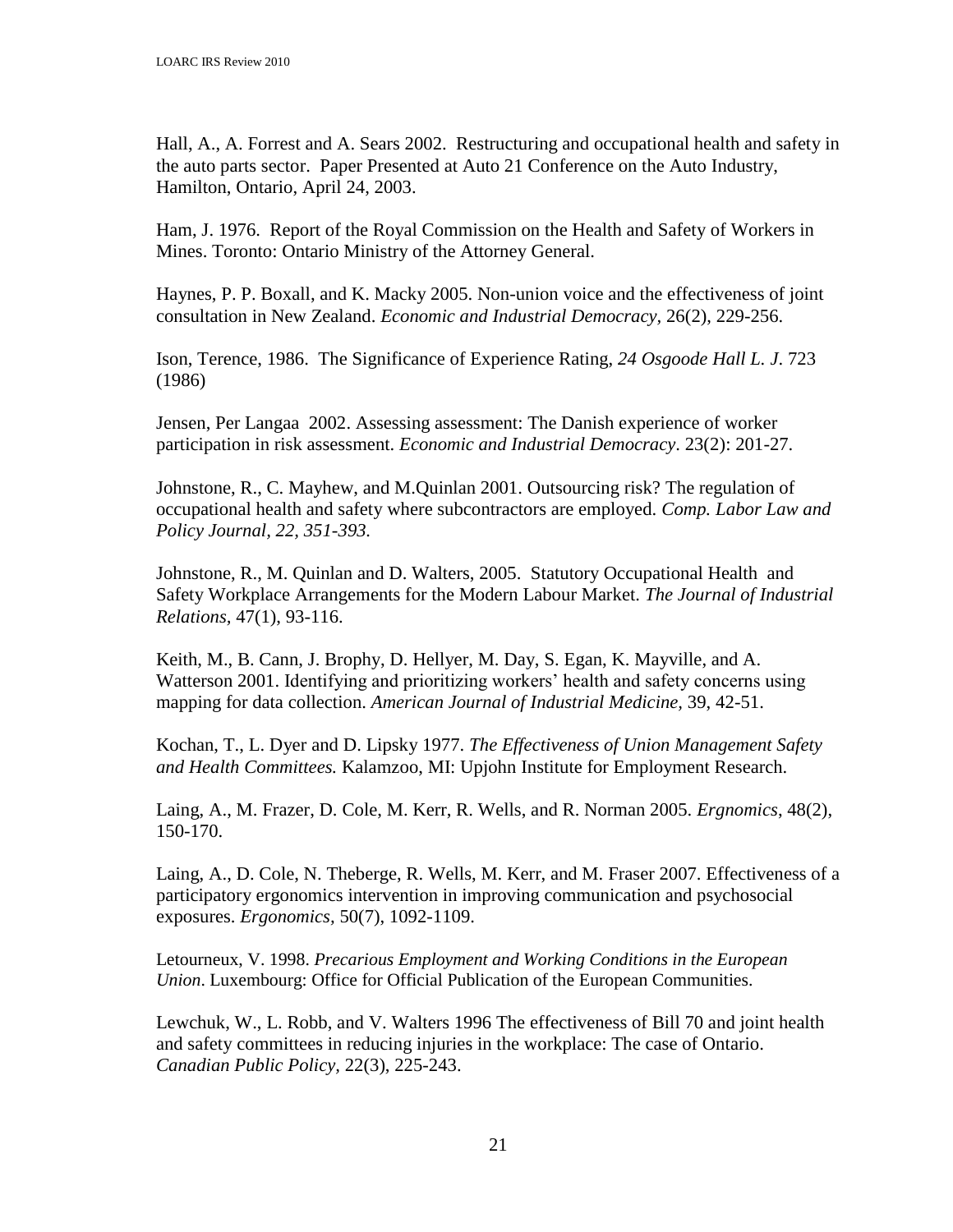Hall, A., A. Forrest and A. Sears 2002. Restructuring and occupational health and safety in the auto parts sector. Paper Presented at Auto 21 Conference on the Auto Industry, Hamilton, Ontario, April 24, 2003.

Ham, J. 1976. Report of the Royal Commission on the Health and Safety of Workers in Mines. Toronto: Ontario Ministry of the Attorney General.

Haynes, P. P. Boxall, and K. Macky 2005. Non-union voice and the effectiveness of joint consultation in New Zealand. *Economic and Industrial Democracy*, 26(2), 229-256.

Ison, Terence, 1986. The Significance of Experience Rating, *24 Osgoode Hall L. J*. 723 (1986)

Jensen, Per Langaa 2002. Assessing assessment: The Danish experience of worker participation in risk assessment. *Economic and Industrial Democracy*. 23(2): 201-27.

Johnstone, R., C. Mayhew, and M.Quinlan 2001. Outsourcing risk? The regulation of occupational health and safety where subcontractors are employed. *Comp. Labor Law and Policy Journal, 22, 351-393.*

Johnstone, R., M. Quinlan and D. Walters, 2005. Statutory Occupational Health and Safety Workplace Arrangements for the Modern Labour Market. *The Journal of Industrial Relations*, 47(1), 93-116.

Keith, M., B. Cann, J. Brophy, D. Hellyer, M. Day, S. Egan, K. Mayville, and A. Watterson 2001. Identifying and prioritizing workers' health and safety concerns using mapping for data collection. *American Journal of Industrial Medicine*, 39, 42-51.

Kochan, T., L. Dyer and D. Lipsky 1977. *The Effectiveness of Union Management Safety and Health Committees.* Kalamzoo, MI: Upjohn Institute for Employment Research.

Laing, A., M. Frazer, D. Cole, M. Kerr, R. Wells, and R. Norman 2005. *Ergnomics*, 48(2), 150-170.

Laing, A., D. Cole, N. Theberge, R. Wells, M. Kerr, and M. Fraser 2007. Effectiveness of a participatory ergonomics intervention in improving communication and psychosocial exposures. *Ergonomics*, 50(7), 1092-1109.

Letourneux, V. 1998. *Precarious Employment and Working Conditions in the European Union*. Luxembourg: Office for Official Publication of the European Communities.

Lewchuk, W., L. Robb, and V. Walters 1996 The effectiveness of Bill 70 and joint health and safety committees in reducing injuries in the workplace: The case of Ontario. *Canadian Public Policy*, 22(3), 225-243.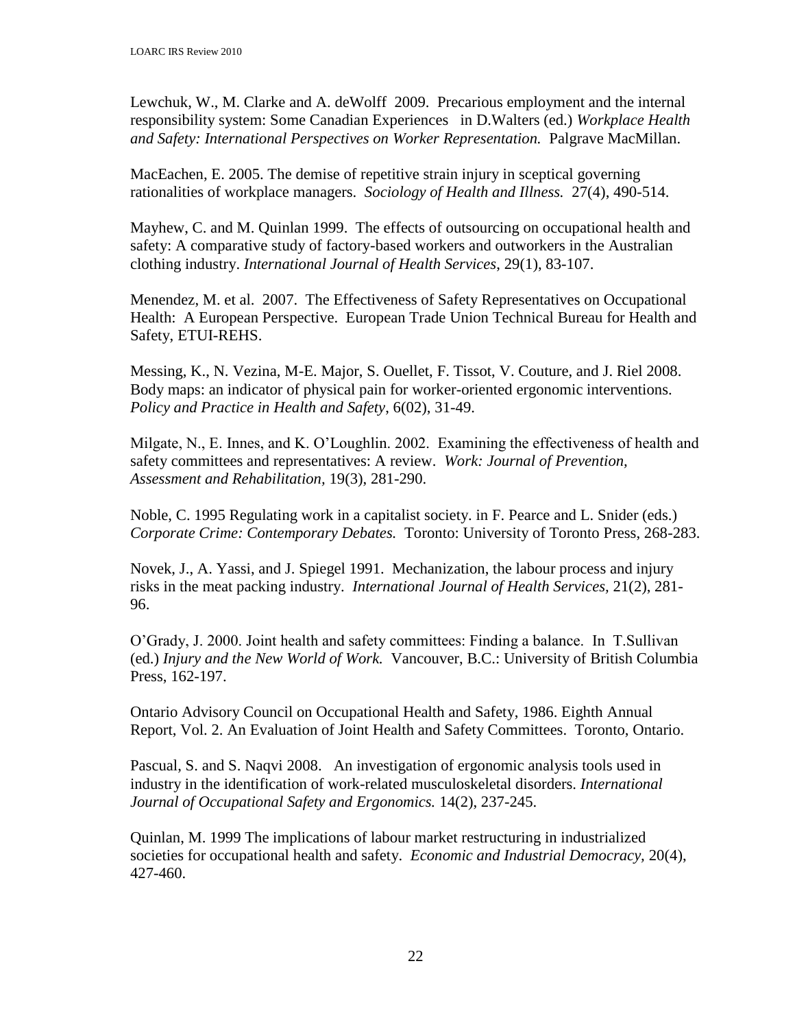Lewchuk, W., M. Clarke and A. deWolff 2009. Precarious employment and the internal responsibility system: Some Canadian Experiences in D.Walters (ed.) *Workplace Health and Safety: International Perspectives on Worker Representation.* Palgrave MacMillan.

MacEachen, E. 2005. The demise of repetitive strain injury in sceptical governing rationalities of workplace managers. *Sociology of Health and Illness.* 27(4), 490-514.

Mayhew, C. and M. Quinlan 1999. The effects of outsourcing on occupational health and safety: A comparative study of factory-based workers and outworkers in the Australian clothing industry. *International Journal of Health Services*, 29(1), 83-107.

Menendez, M. et al. 2007. The Effectiveness of Safety Representatives on Occupational Health: A European Perspective. European Trade Union Technical Bureau for Health and Safety, ETUI-REHS.

Messing, K., N. Vezina, M-E. Major, S. Ouellet, F. Tissot, V. Couture, and J. Riel 2008. Body maps: an indicator of physical pain for worker-oriented ergonomic interventions. *Policy and Practice in Health and Safety*, 6(02), 31-49.

Milgate, N., E. Innes, and K. O'Loughlin. 2002. Examining the effectiveness of health and safety committees and representatives: A review. *Work: Journal of Prevention, Assessment and Rehabilitation,* 19(3), 281-290.

Noble, C. 1995 Regulating work in a capitalist society. in F. Pearce and L. Snider (eds.) *Corporate Crime: Contemporary Debates.* Toronto: University of Toronto Press, 268-283.

Novek, J., A. Yassi, and J. Spiegel 1991. Mechanization, the labour process and injury risks in the meat packing industry. *International Journal of Health Services*, 21(2), 281-96.

O'Grady, J. 2000. Joint health and safety committees: Finding a balance. In T.Sullivan (ed.) *Injury and the New World of Work.* Vancouver, B.C.: University of British Columbia Press, 162-197.

Ontario Advisory Council on Occupational Health and Safety, 1986. Eighth Annual Report, Vol. 2. An Evaluation of Joint Health and Safety Committees. Toronto, Ontario.

Pascual, S. and S. Naqvi 2008. An investigation of ergonomic analysis tools used in industry in the identification of work-related musculoskeletal disorders. *International Journal of Occupational Safety and Ergonomics.* 14(2), 237-245.

Quinlan, M. 1999 The implications of labour market restructuring in industrialized societies for occupational health and safety. *Economic and Industrial Democracy*, 20(4), 427-460.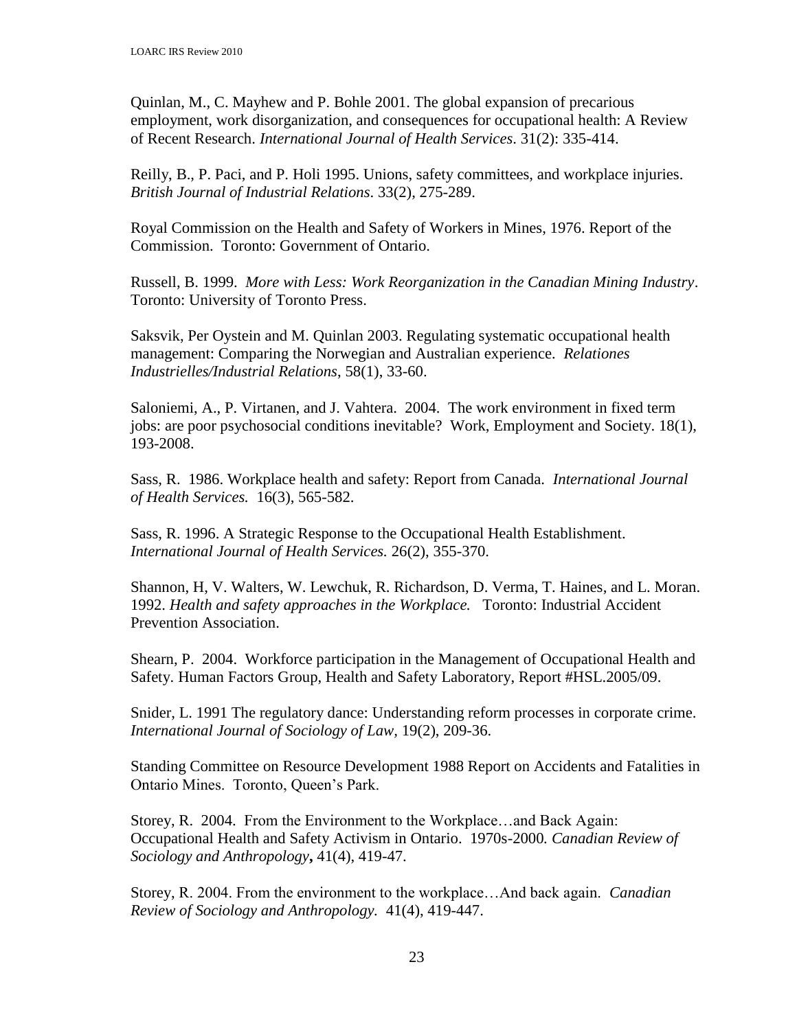Quinlan, M., C. Mayhew and P. Bohle 2001. The global expansion of precarious employment, work disorganization, and consequences for occupational health: A Review of Recent Research. *International Journal of Health Services*. 31(2): 335-414.

Reilly, B., P. Paci, and P. Holi 1995. Unions, safety committees, and workplace injuries. *British Journal of Industrial Relations*. 33(2), 275-289.

Royal Commission on the Health and Safety of Workers in Mines, 1976. Report of the Commission. Toronto: Government of Ontario.

Russell, B. 1999. *More with Less: Work Reorganization in the Canadian Mining Industry*. Toronto: University of Toronto Press.

Saksvik, Per Oystein and M. Quinlan 2003. Regulating systematic occupational health management: Comparing the Norwegian and Australian experience. *Relationes Industrielles/Industrial Relations*, 58(1), 33-60.

Saloniemi, A., P. Virtanen, and J. Vahtera. 2004. The work environment in fixed term jobs: are poor psychosocial conditions inevitable? Work, Employment and Society. 18(1), 193-2008.

Sass, R. 1986. Workplace health and safety: Report from Canada. *International Journal of Health Services.* 16(3), 565-582.

Sass, R. 1996. A Strategic Response to the Occupational Health Establishment. *International Journal of Health Services.* 26(2), 355-370.

Shannon, H, V. Walters, W. Lewchuk, R. Richardson, D. Verma, T. Haines, and L. Moran. 1992. *Health and safety approaches in the Workplace.* Toronto: Industrial Accident Prevention Association.

Shearn, P. 2004. Workforce participation in the Management of Occupational Health and Safety. Human Factors Group, Health and Safety Laboratory, Report #HSL.2005/09.

Snider, L. 1991 The regulatory dance: Understanding reform processes in corporate crime. *International Journal of Sociology of Law,* 19(2), 209-36.

Standing Committee on Resource Development 1988 Report on Accidents and Fatalities in Ontario Mines. Toronto, Queen's Park.

Storey, R. 2004. From the Environment to the Workplace…and Back Again: Occupational Health and Safety Activism in Ontario. 1970s-2000. *Canadian Review of Sociology and Anthropology***,** 41(4), 419-47.

Storey, R. 2004. From the environment to the workplace…And back again. *Canadian Review of Sociology and Anthropology.* 41(4), 419-447.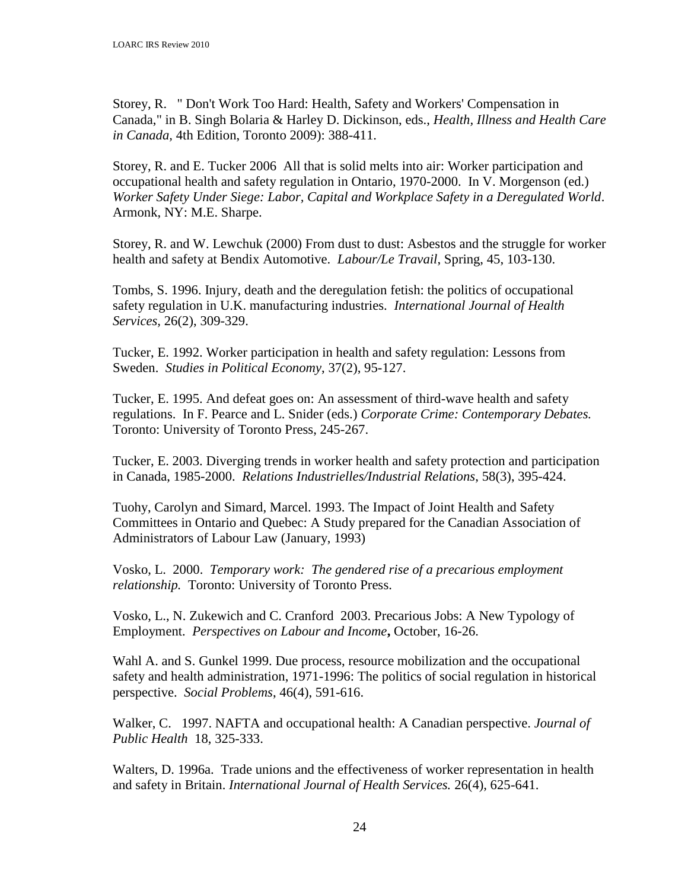Storey, R. " Don't Work Too Hard: Health, Safety and Workers' Compensation in Canada," in B. Singh Bolaria & Harley D. Dickinson, eds., *Health, Illness and Health Care in Canada,* 4th Edition, Toronto 2009): 388-411.

Storey, R. and E. Tucker 2006 All that is solid melts into air: Worker participation and occupational health and safety regulation in Ontario, 1970-2000. In V. Morgenson (ed.) *Worker Safety Under Siege: Labor, Capital and Workplace Safety in a Deregulated World*. Armonk, NY: M.E. Sharpe.

Storey, R. and W. Lewchuk (2000) From dust to dust: Asbestos and the struggle for worker health and safety at Bendix Automotive. *Labour/Le Travail*, Spring, 45, 103-130.

Tombs, S. 1996. Injury, death and the deregulation fetish: the politics of occupational safety regulation in U.K. manufacturing industries. *International Journal of Health Services*, 26(2), 309-329.

Tucker, E. 1992. Worker participation in health and safety regulation: Lessons from Sweden. *Studies in Political Economy*, 37(2), 95-127.

Tucker, E. 1995. And defeat goes on: An assessment of third-wave health and safety regulations. In F. Pearce and L. Snider (eds.) *Corporate Crime: Contemporary Debates.* Toronto: University of Toronto Press, 245-267.

Tucker, E. 2003. Diverging trends in worker health and safety protection and participation in Canada, 1985-2000. *Relations Industrielles/Industrial Relations*, 58(3), 395-424.

Tuohy, Carolyn and Simard, Marcel. 1993. The Impact of Joint Health and Safety Committees in Ontario and Quebec: A Study prepared for the Canadian Association of Administrators of Labour Law (January, 1993)

Vosko, L. 2000. *Temporary work: The gendered rise of a precarious employment relationship.* Toronto: University of Toronto Press.

Vosko, L., N. Zukewich and C. Cranford 2003. Precarious Jobs: A New Typology of Employment. *Perspectives on Labour and Income***,** October, 16-26.

Wahl A. and S. Gunkel 1999. Due process, resource mobilization and the occupational safety and health administration, 1971-1996: The politics of social regulation in historical perspective. *Social Problems*, 46(4), 591-616.

Walker, C. 1997. NAFTA and occupational health: A Canadian perspective. *Journal of Public Health* 18, 325-333.

Walters, D. 1996a. Trade unions and the effectiveness of worker representation in health and safety in Britain. *International Journal of Health Services.* 26(4), 625-641.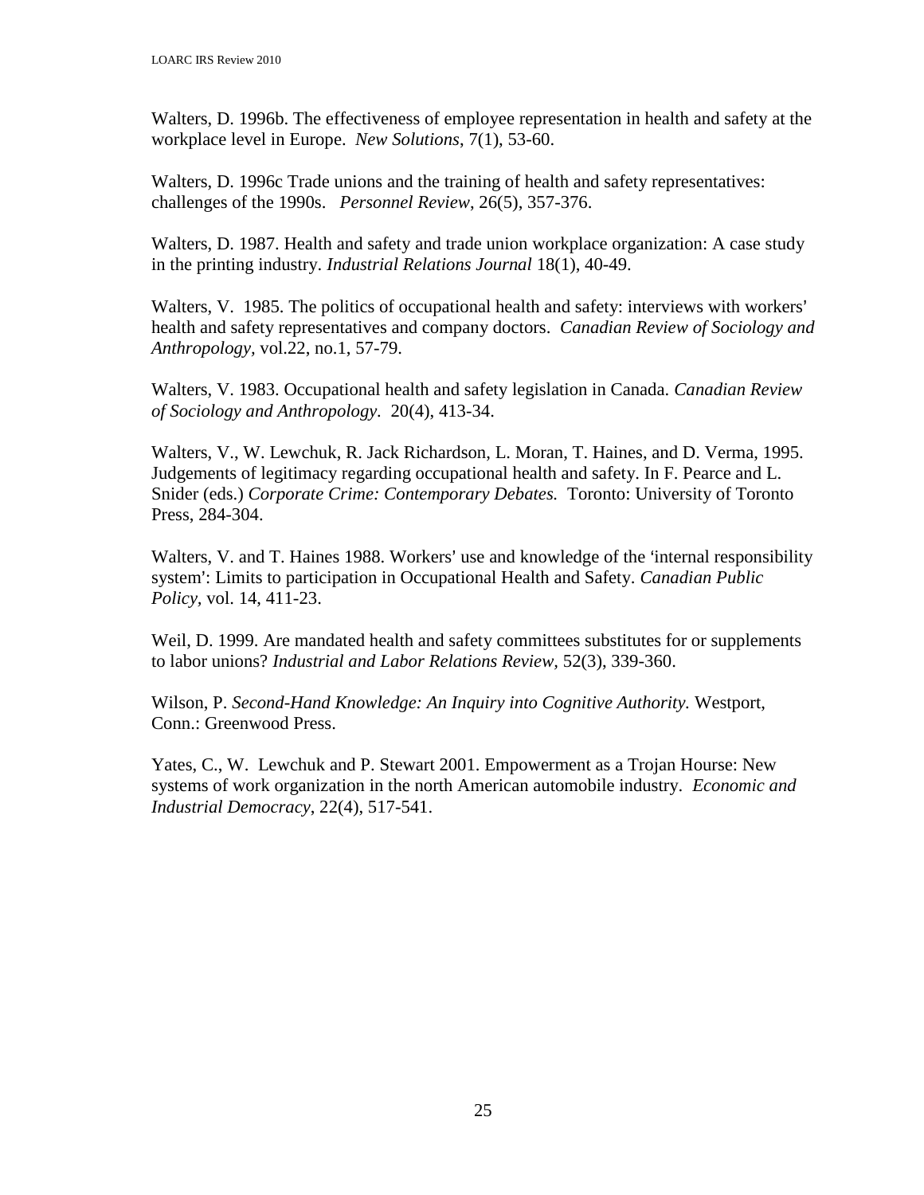Walters, D. 1996b. The effectiveness of employee representation in health and safety at the workplace level in Europe. *New Solutions*, 7(1), 53-60.

Walters, D. 1996c Trade unions and the training of health and safety representatives: challenges of the 1990s. *Personnel Review*, 26(5), 357-376.

Walters, D. 1987. Health and safety and trade union workplace organization: A case study in the printing industry. *Industrial Relations Journal* 18(1), 40-49.

Walters, V. 1985. The politics of occupational health and safety: interviews with workers' health and safety representatives and company doctors. *Canadian Review of Sociology and Anthropology*, vol.22, no.1, 57-79.

Walters, V. 1983. Occupational health and safety legislation in Canada. *Canadian Review of Sociology and Anthropology.* 20(4), 413-34.

Walters, V., W. Lewchuk, R. Jack Richardson, L. Moran, T. Haines, and D. Verma, 1995. Judgements of legitimacy regarding occupational health and safety. In F. Pearce and L. Snider (eds.) *Corporate Crime: Contemporary Debates.* Toronto: University of Toronto Press, 284-304.

Walters, V. and T. Haines 1988. Workers' use and knowledge of the 'internal responsibility system': Limits to participation in Occupational Health and Safety. *Canadian Public Policy*, vol. 14, 411-23.

Weil, D. 1999. Are mandated health and safety committees substitutes for or supplements to labor unions? *Industrial and Labor Relations Review*, 52(3), 339-360.

Wilson, P. *Second-Hand Knowledge: An Inquiry into Cognitive Authority.* Westport, Conn.: Greenwood Press.

Yates, C., W. Lewchuk and P. Stewart 2001. Empowerment as a Trojan Hourse: New systems of work organization in the north American automobile industry. *Economic and Industrial Democracy*, 22(4), 517-541.